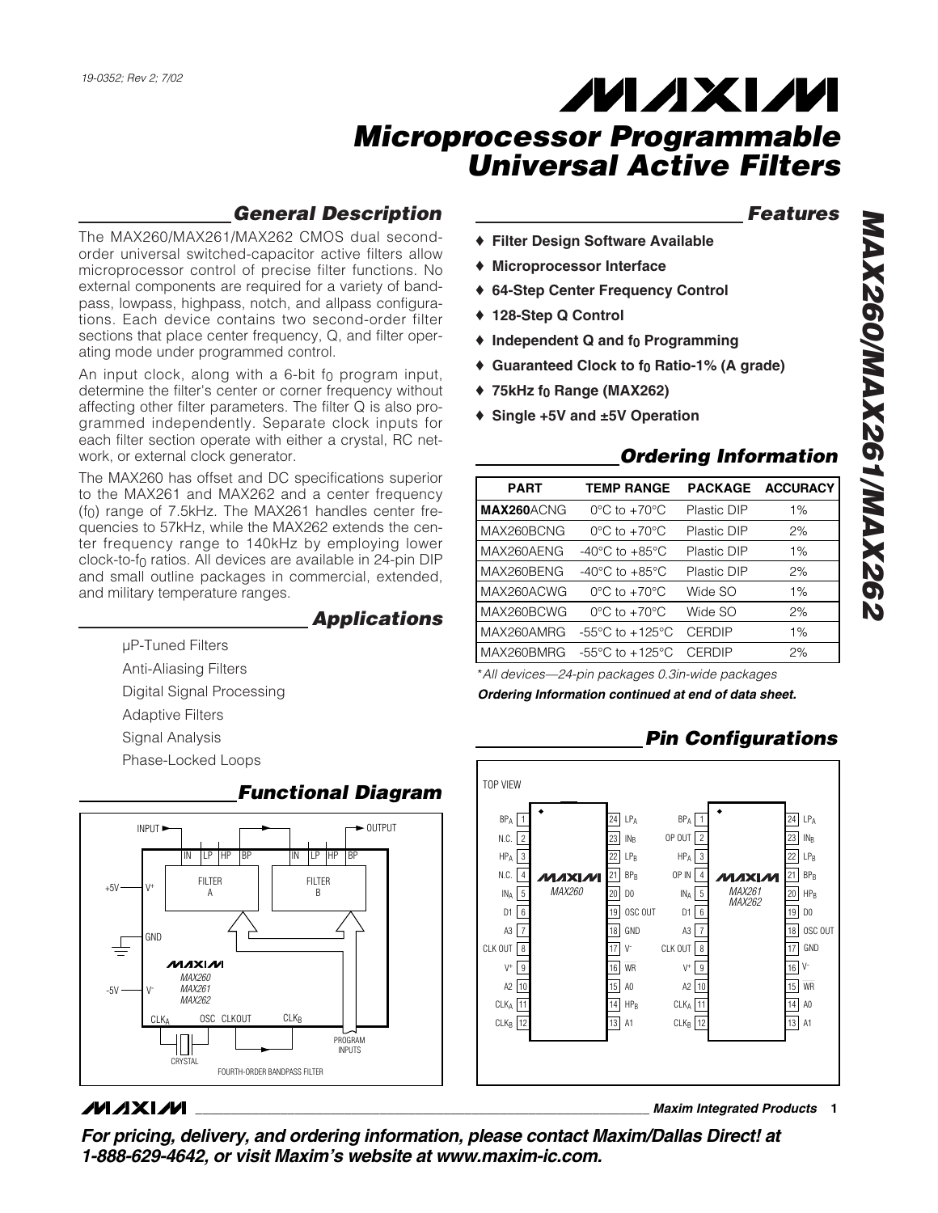19-0352; Rev 2; 7/02

# Microprocessor Programmable Universal Active Filters

## MAX260/MAX261/MAX262

## General Description

The MAX260/MAX261/MAX262 CMOS dual second-order universal switched-capacitor active filters allow microprocessor control of precise filter functions. No external components are required for a variety of bandpass, lowpass, highpass, notch, and allpass configurations. Each device contains two second-order filter sections that place center frequency, Q, and filter operating mode under programmed control.

An input clock, along with a 6-bit $f_0$ program input, determine the filter's center or corner frequency without affecting other filter parameters. The filter Q is also programmed independently. Separate clock inputs for each filter section operate with either a crystal, RC network, or external clock generator.

The MAX260 has offset and DC specifications superior to the MAX261 and MAX262 and a center frequency ($f_0$) range of 7.5kHz. The MAX261 handles center frequencies to 57kHz, while the MAX262 extends the center frequency range to 140kHz by employing lower clock-to-$f_0$ ratios. All devices are available in 24-pin DIP and small outline packages in commercial, extended, and military temperature ranges.

## Applications

- µP-Tuned Filters
- Anti-Aliasing Filters
- Digital Signal Processing
- Adaptive Filters
- Signal Analysis
- Phase-Locked Loops

## Functional Diagram

## Features

- ♦ Filter Design Software Available
- ♦ Microprocessor Interface
- ♦ 64-Step Center Frequency Control
- ♦ 128-Step Q Control
- ♦ Independent Q and $f_0$ Programming
- ♦ Guaranteed Clock to $f_0$ Ratio-1% (A grade)
- ♦ 75kHz $f_0$ Range (MAX262)
- ♦ Single +5V and ±5V Operation

## Ordering Information

| PART | TEMP RANGE | PACKAGE | ACCURACY |
|---|---|---|---|
| **MAX260**ACNG | 0°C to +70°C | Plastic DIP | 1% |
| MAX260BCNG | 0°C to +70°C | Plastic DIP | 2% |
| MAX260AENG | -40°C to +85°C | Plastic DIP | 1% |
| MAX260BENG | -40°C to +85°C | Plastic DIP | 2% |
| MAX260ACWG | 0°C to +70°C | Wide SO | 1% |
| MAX260BCWG | 0°C to +70°C | Wide SO | 2% |
| MAX260AMRG | -55°C to +125°C | CERDIP | 1% |
| MAX260BMRG | -55°C to +125°C | CERDIP | 2% |

*All devices—24-pin packages 0.3in-wide packages

***Ordering Information continued at end of data sheet.***

## Pin Configurations

**MAX260 (TOP VIEW)**

| Pin | Name | Pin | Name |
|---|---|---|---|
| 1 | $BP_A$ | 24 | $LP_A$ |
| 2 | N.C. | 23 | $IN_B$ |
| 3 | $HP_A$ | 22 | $LP_B$ |
| 4 | N.C. | 21 | $BP_B$ |
| 5 | $IN_A$ | 20 | D0 |
| 6 | D1 | 19 | OSC OUT |
| 7 | A3 | 18 | GND |
| 8 | CLK OUT | 17 | $V^-$ |
| 9 | $V^+$ | 16 | WR |
| 10 | A2 | 15 | A0 |
| 11 | $CLK_A$ | 14 | $HP_B$ |
| 12 | $CLK_B$ | 13 | A1 |

**MAX261/MAX262 (TOP VIEW)**

| Pin | Name | Pin | Name |
|---|---|---|---|
| 1 | $BP_A$ | 24 | $LP_A$ |
| 2 | OP OUT | 23 | $IN_B$ |
| 3 | $HP_A$ | 22 | $LP_B$ |
| 4 | OP IN | 21 | $BP_B$ |
| 5 | $IN_A$ | 20 | $HP_B$ |
| 6 | D1 | 19 | D0 |
| 7 | A3 | 18 | OSC OUT |
| 8 | CLK OUT | 17 | GND |
| 9 | $V^+$ | 16 | $V^-$ |
| 10 | A2 | 15 | WR |
| 11 | $CLK_A$ | 14 | A0 |
| 12 | $CLK_B$ | 13 | A1 |

***For pricing, delivery, and ordering information, please contact Maxim/Dallas Direct! at 1-888-629-4642, or visit Maxim's website at www.maxim-ic.com.***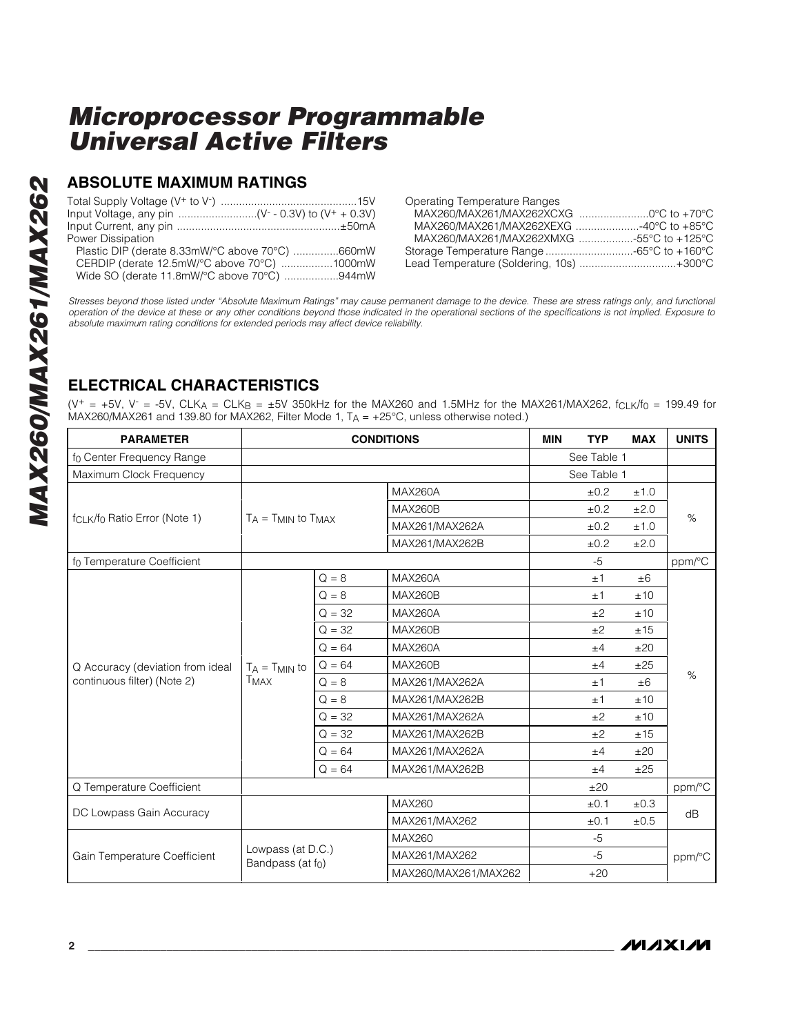# Microprocessor Programmable Universal Active Filters

## ABSOLUTE MAXIMUM RATINGS

Total Supply Voltage ($V^+$ to $V^-$) ............................................15V
Input Voltage, any pin ..........................($V^-$ - 0.3V) to ($V^+$ + 0.3V)
Input Current, any pin ......................................................±50mA
Power Dissipation
  Plastic DIP (derate 8.33mW/°C above 70°C) ...............660mW
  CERDIP (derate 12.5mW/°C above 70°C) .................1000mW
  Wide SO (derate 11.8mW/°C above 70°C) ..................944mW

Operating Temperature Ranges
  MAX260/MAX261/MAX262XCXG .......................0°C to +70°C
  MAX260/MAX261/MAX262XEXG .....................-40°C to +85°C
  MAX260/MAX261/MAX262XMXG ..................-55°C to +125°C
Storage Temperature Range .............................-65°C to +160°C
Lead Temperature (Soldering, 10s) ................................+300°C

*Stresses beyond those listed under "Absolute Maximum Ratings" may cause permanent damage to the device. These are stress ratings only, and functional operation of the device at these or any other conditions beyond those indicated in the operational sections of the specifications is not implied. Exposure to absolute maximum rating conditions for extended periods may affect device reliability.*

## ELECTRICAL CHARACTERISTICS

($V^+$ = +5V, $V^-$ = -5V, $CLK_A$ = $CLK_B$ = ±5V 350kHz for the MAX260 and 1.5MHz for the MAX261/MAX262, $f_{CLK}/f_0$ = 199.49 for MAX260/MAX261 and 139.80 for MAX262, Filter Mode 1, $T_A$ = +25°C, unless otherwise noted.)

| PARAMETER | CONDITIONS | | | MIN | TYP | MAX | UNITS |
|---|---|---|---|---|---|---|---|
| $f_0$ Center Frequency Range | | | | | See Table 1 | | |
| Maximum Clock Frequency | | | | | See Table 1 | | |
| $f_{CLK}/f_0$ Ratio Error (Note 1) | $T_A$ = $T_{MIN}$ to $T_{MAX}$ | | MAX260A | | ±0.2 | ±1.0 | % |
| | | | MAX260B | | ±0.2 | ±2.0 | |
| | | | MAX261/MAX262A | | ±0.2 | ±1.0 | |
| | | | MAX261/MAX262B | | ±0.2 | ±2.0 | |
| $f_0$ Temperature Coefficient | | | | | -5 | | ppm/°C |
| Q Accuracy (deviation from ideal continuous filter) (Note 2) | $T_A$ = $T_{MIN}$ to $T_{MAX}$ | Q = 8 | MAX260A | | ±1 | ±6 | % |
| | | Q = 8 | MAX260B | | ±1 | ±10 | |
| | | Q = 32 | MAX260A | | ±2 | ±10 | |
| | | Q = 32 | MAX260B | | ±2 | ±15 | |
| | | Q = 64 | MAX260A | | ±4 | ±20 | |
| | | Q = 64 | MAX260B | | ±4 | ±25 | |
| | | Q = 8 | MAX261/MAX262A | | ±1 | ±6 | |
| | | Q = 8 | MAX261/MAX262B | | ±1 | ±10 | |
| | | Q = 32 | MAX261/MAX262A | | ±2 | ±10 | |
| | | Q = 32 | MAX261/MAX262B | | ±2 | ±15 | |
| | | Q = 64 | MAX261/MAX262A | | ±4 | ±20 | |
| | | Q = 64 | MAX261/MAX262B | | ±4 | ±25 | |
| Q Temperature Coefficient | | | | | ±20 | | ppm/°C |
| DC Lowpass Gain Accuracy | | | MAX260 | | ±0.1 | ±0.3 | dB |
| | | | MAX261/MAX262 | | ±0.1 | ±0.5 | |
| Gain Temperature Coefficient | Lowpass (at D.C.) Bandpass (at $f_0$) | | MAX260 | | -5 | | ppm/°C |
| | | | MAX261/MAX262 | | -5 | | |
| | | | MAX260/MAX261/MAX262 | | +20 | | |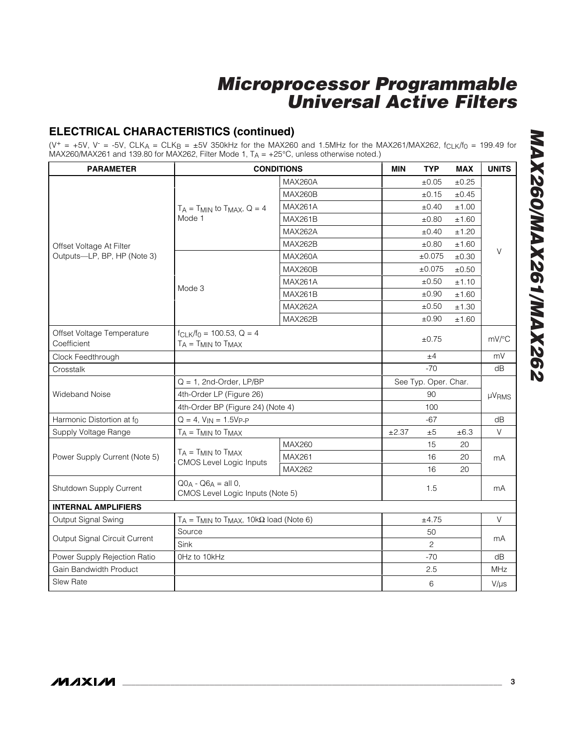## ELECTRICAL CHARACTERISTICS (continued)

($V^+$ = +5V, $V^-$ = -5V, $CLK_A$ = $CLK_B$ = ±5V 350kHz for the MAX260 and 1.5MHz for the MAX261/MAX262, $f_{CLK}/f_0$ = 199.49 for MAX260/MAX261 and 139.80 for MAX262, Filter Mode 1, $T_A$ = +25°C, unless otherwise noted.)

| PARAMETER | CONDITIONS | | MIN | TYP | MAX | UNITS |
|---|---|---|---|---|---|---|
| Offset Voltage At Filter Outputs—LP, BP, HP (Note 3) | $T_A = T_{MIN}$ to $T_{MAX}$, Q = 4 Mode 1 | MAX260A | | ±0.05 | ±0.25 | V |
| | | MAX260B | | ±0.15 | ±0.45 | |
| | | MAX261A | | ±0.40 | ±1.00 | |
| | | MAX261B | | ±0.80 | ±1.60 | |
| | | MAX262A | | ±0.40 | ±1.20 | |
| | | MAX262B | | ±0.80 | ±1.60 | |
| | Mode 3 | MAX260A | | ±0.075 | ±0.30 | |
| | | MAX260B | | ±0.075 | ±0.50 | |
| | | MAX261A | | ±0.50 | ±1.10 | |
| | | MAX261B | | ±0.90 | ±1.60 | |
| | | MAX262A | | ±0.50 | ±1.30 | |
| | | MAX262B | | ±0.90 | ±1.60 | |
| Offset Voltage Temperature Coefficient | $f_{CLK}/f_0$ = 100.53, Q = 4 $T_A = T_{MIN}$ to $T_{MAX}$ | | | ±0.75 | | mV/°C |
| Clock Feedthrough | | | | ±4 | | mV |
| Crosstalk | | | | -70 | | dB |
| Wideband Noise | Q = 1, 2nd-Order, LP/BP | | | See Typ. Oper. Char. | | $\mu V_{RMS}$ |
| | 4th-Order LP (Figure 26) | | | 90 | | |
| | 4th-Order BP (Figure 24) (Note 4) | | | 100 | | |
| Harmonic Distortion at $f_0$ | Q = 4, $V_{IN}$ = $1.5V_{P-P}$ | | | -67 | | dB |
| Supply Voltage Range | $T_A = T_{MIN}$ to $T_{MAX}$ | | ±2.37 | ±5 | ±6.3 | V |
| Power Supply Current (Note 5) | $T_A = T_{MIN}$ to $T_{MAX}$ CMOS Level Logic Inputs | MAX260 | | 15 | 20 | mA |
| | | MAX261 | | 16 | 20 | |
| | | MAX262 | | 16 | 20 | |
| Shutdown Supply Current | $Q0_A$ - $Q6_A$ = all 0, CMOS Level Logic Inputs (Note 5) | | | 1.5 | | mA |
| **INTERNAL AMPLIFIERS** | | | | | | |
| Output Signal Swing | $T_A = T_{MIN}$ to $T_{MAX}$, 10kΩ load (Note 6) | | | ±4.75 | | V |
| Output Signal Circuit Current | Source | | | 50 | | mA |
| | Sink | | | 2 | | |
| Power Supply Rejection Ratio | 0Hz to 10kHz | | | -70 | | dB |
| Gain Bandwidth Product | | | | 2.5 | | MHz |
| Slew Rate | | | | 6 | | V/µs |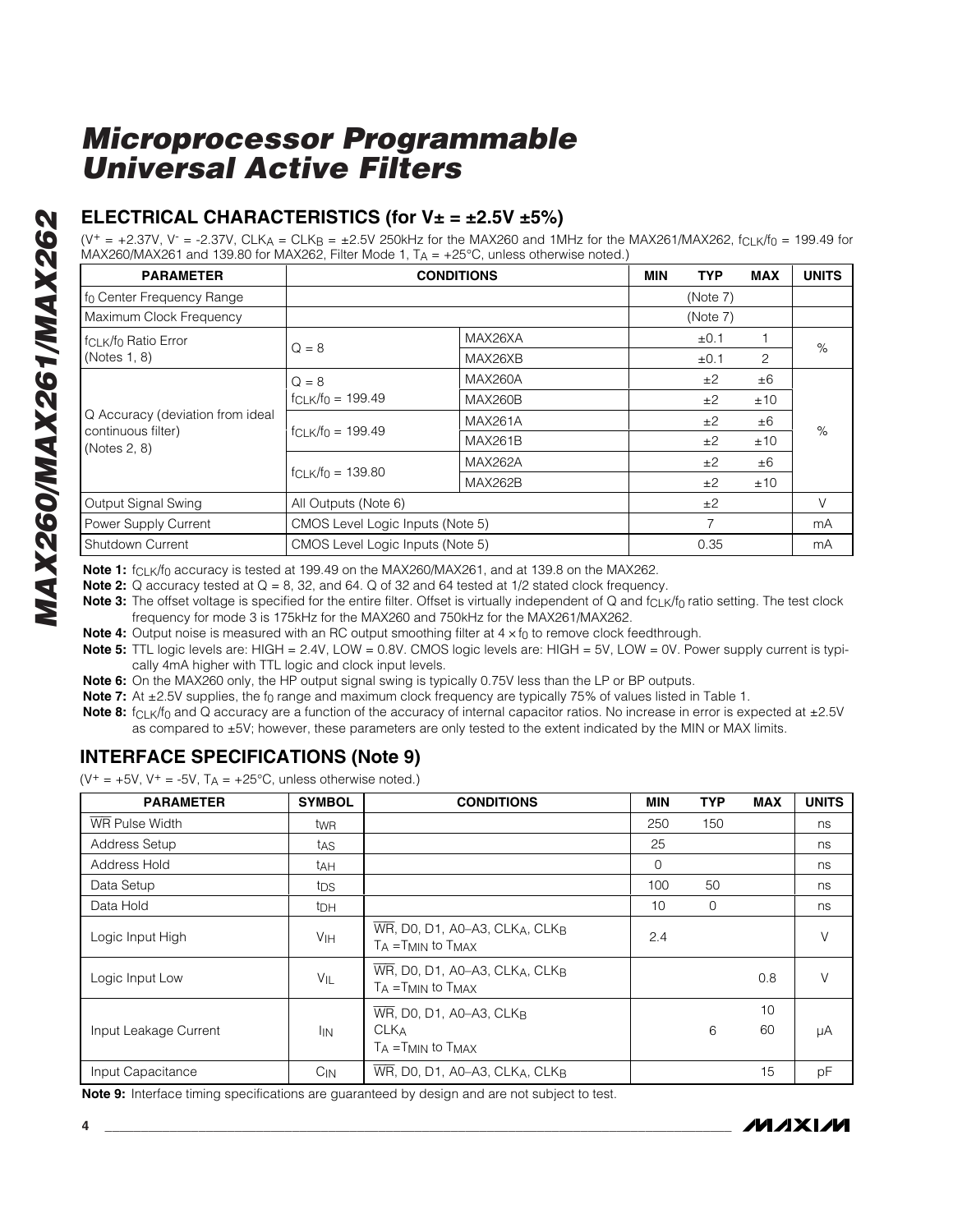## ELECTRICAL CHARACTERISTICS (for V± = ±2.5V ±5%)

($V^+$ = +2.37V, $V^-$ = -2.37V, $CLK_A$ = $CLK_B$ = ±2.5V 250kHz for the MAX260 and 1MHz for the MAX261/MAX262, $f_{CLK}/f_0$ = 199.49 for MAX260/MAX261 and 139.80 for MAX262, Filter Mode 1, $T_A$ = +25°C, unless otherwise noted.)

| PARAMETER | CONDITIONS | | MIN | TYP | MAX | UNITS |
|---|---|---|---|---|---|---|
| $f_0$ Center Frequency Range | | | | (Note 7) | | |
| Maximum Clock Frequency | | | | (Note 7) | | |
| $f_{CLK}/f_0$ Ratio Error (Notes 1, 8) | Q = 8 | MAX26XA | | ±0.1 | 1 | % |
| | | MAX26XB | | ±0.1 | 2 | |
| Q Accuracy (deviation from ideal continuous filter) (Notes 2, 8) | Q = 8 $f_{CLK}/f_0$ = 199.49 | MAX260A | | ±2 | ±6 | % |
| | | MAX260B | | ±2 | ±10 | |
| | $f_{CLK}/f_0$ = 199.49 | MAX261A | | ±2 | ±6 | |
| | | MAX261B | | ±2 | ±10 | |
| | $f_{CLK}/f_0$ = 139.80 | MAX262A | | ±2 | ±6 | |
| | | MAX262B | | ±2 | ±10 | |
| Output Signal Swing | All Outputs (Note 6) | | | ±2 | | V |
| Power Supply Current | CMOS Level Logic Inputs (Note 5) | | | 7 | | mA |
| Shutdown Current | CMOS Level Logic Inputs (Note 5) | | | 0.35 | | mA |

**Note 1:** $f_{CLK}/f_0$ accuracy is tested at 199.49 on the MAX260/MAX261, and at 139.8 on the MAX262.

**Note 2:** Q accuracy tested at Q = 8, 32, and 64. Q of 32 and 64 tested at 1/2 stated clock frequency.

**Note 3:** The offset voltage is specified for the entire filter. Offset is virtually independent of Q and $f_{CLK}/f_0$ ratio setting. The test clock frequency for mode 3 is 175kHz for the MAX260 and 750kHz for the MAX261/MAX262.

**Note 4:** Output noise is measured with an RC output smoothing filter at 4 × $f_0$ to remove clock feedthrough.

**Note 5:** TTL logic levels are: HIGH = 2.4V, LOW = 0.8V. CMOS logic levels are: HIGH = 5V, LOW = 0V. Power supply current is typically 4mA higher with TTL logic and clock input levels.

**Note 6:** On the MAX260 only, the HP output signal swing is typically 0.75V less than the LP or BP outputs.

**Note 7:** At ±2.5V supplies, the $f_0$ range and maximum clock frequency are typically 75% of values listed in Table 1.

**Note 8:** $f_{CLK}/f_0$ and Q accuracy are a function of the accuracy of internal capacitor ratios. No increase in error is expected at ±2.5V as compared to ±5V; however, these parameters are only tested to the extent indicated by the MIN or MAX limits.

## INTERFACE SPECIFICATIONS (Note 9)

($V^+$ = +5V, $V^+$ = -5V, $T_A$ = +25°C, unless otherwise noted.)

| PARAMETER | SYMBOL | CONDITIONS | MIN | TYP | MAX | UNITS |
|---|---|---|---|---|---|---|
| WR Pulse Width | $t_{WR}$ | | 250 | 150 | | ns |
| Address Setup | $t_{AS}$ | | 25 | | | ns |
| Address Hold | $t_{AH}$ | | 0 | | | ns |
| Data Setup | $t_{DS}$ | | 100 | 50 | | ns |
| Data Hold | $t_{DH}$ | | 10 | 0 | | ns |
| Logic Input High | $V_{IH}$ | WR, D0, D1, A0–A3, $CLK_A$, $CLK_B$ $T_A$ = $T_{MIN}$ to $T_{MAX}$ | 2.4 | | | V |
| Logic Input Low | $V_{IL}$ | WR, D0, D1, A0–A3, $CLK_A$, $CLK_B$ $T_A$ = $T_{MIN}$ to $T_{MAX}$ | | | 0.8 | V |
| Input Leakage Current | $I_{IN}$ | WR, D0, D1, A0–A3, $CLK_B$ | | | 10 | µA |
| | | $CLK_A$ $T_A$ = $T_{MIN}$ to $T_{MAX}$ | | 6 | 60 | |
| Input Capacitance | $C_{IN}$ | WR, D0, D1, A0–A3, $CLK_A$, $CLK_B$ | | | 15 | pF |

**Note 9:** Interface timing specifications are guaranteed by design and are not subject to test.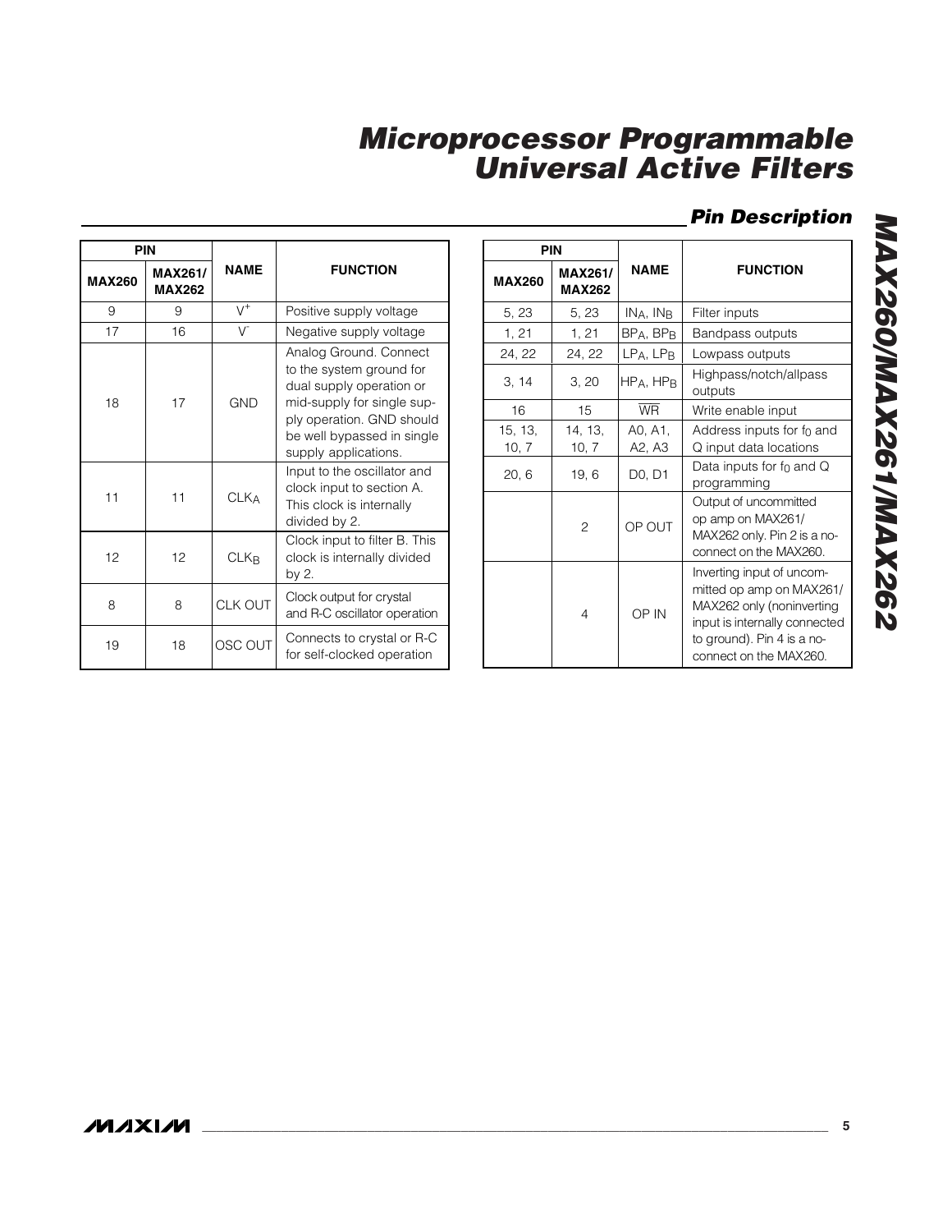## Pin Description

| PIN | | NAME | FUNCTION |
|---|---|---|---|
| MAX260 | MAX261/ MAX262 | | |
| 9 | 9 | $V^+$ | Positive supply voltage |
| 17 | 16 | $V^-$ | Negative supply voltage |
| 18 | 17 | GND | Analog Ground. Connect to the system ground for dual supply operation or mid-supply for single supply operation. GND should be well bypassed in single supply applications. |
| 11 | 11 | $CLK_A$ | Input to the oscillator and clock input to section A. This clock is internally divided by 2. |
| 12 | 12 | $CLK_B$ | Clock input to filter B. This clock is internally divided by 2. |
| 8 | 8 | CLK OUT | Clock output for crystal and R-C oscillator operation |
| 19 | 18 | OSC OUT | Connects to crystal or R-C for self-clocked operation |
| 5, 23 | 5, 23 | $IN_A$, $IN_B$ | Filter inputs |
| 1, 21 | 1, 21 | $BP_A$, $BP_B$ | Bandpass outputs |
| 24, 22 | 24, 22 | $LP_A$, $LP_B$ | Lowpass outputs |
| 3, 14 | 3, 20 | $HP_A$, $HP_B$ | Highpass/notch/allpass outputs |
| 16 | 15 | $\overline{WR}$ | Write enable input |
| 15, 13, 10, 7 | 14, 13, 10, 7 | A0, A1, A2, A3 | Address inputs for $f_0$ and Q input data locations |
| 20, 6 | 19, 6 | D0, D1 | Data inputs for $f_0$ and Q programming |
| | 2 | OP OUT | Output of uncommitted op amp on MAX261/ MAX262 only. Pin 2 is a no-connect on the MAX260. |
| | 4 | OP IN | Inverting input of uncommitted op amp on MAX261/ MAX262 only (noninverting input is internally connected to ground). Pin 4 is a no-connect on the MAX260. |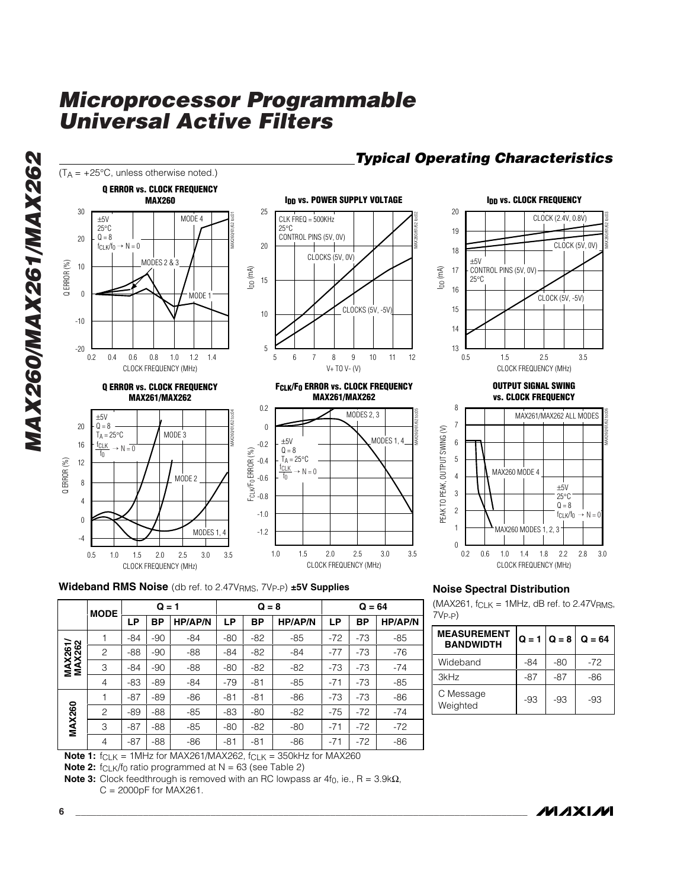## Typical Operating Characteristics

($T_A$ = +25°C, unless otherwise noted.)

**Q ERROR vs. CLOCK FREQUENCY MAX260**

**$I_{DD}$ vs. POWER SUPPLY VOLTAGE**

**$I_{DD}$ vs. CLOCK FREQUENCY**

**Q ERROR vs. CLOCK FREQUENCY MAX261/MAX262**

**$F_{CLK}/F_0$ ERROR vs. CLOCK FREQUENCY MAX261/MAX262**

**OUTPUT SIGNAL SWING vs. CLOCK FREQUENCY**

### Wideband RMS Noise (db ref. to 2.47$V_{RMS}$, 7$V_{P-P}$) ±5V Supplies

| | MODE | Q = 1 | | | Q = 8 | | | Q = 64 | | |
|---|---|---|---|---|---|---|---|---|---|---|
| | | LP | BP | HP/AP/N | LP | BP | HP/AP/N | LP | BP | HP/AP/N |
| MAX261/ MAX262 | 1 | -84 | -90 | -84 | -80 | -82 | -85 | -72 | -73 | -85 |
| | 2 | -88 | -90 | -88 | -84 | -82 | -84 | -77 | -73 | -76 |
| | 3 | -84 | -90 | -88 | -80 | -82 | -82 | -73 | -73 | -74 |
| | 4 | -83 | -89 | -84 | -79 | -81 | -85 | -71 | -73 | -85 |
| MAX260 | 1 | -87 | -89 | -86 | -81 | -81 | -86 | -73 | -73 | -86 |
| | 2 | -89 | -88 | -85 | -83 | -80 | -82 | -75 | -72 | -74 |
| | 3 | -87 | -88 | -85 | -80 | -82 | -80 | -71 | -72 | -72 |
| | 4 | -87 | -88 | -86 | -81 | -81 | -86 | -71 | -72 | -86 |

**Note 1:** $f_{CLK}$ = 1MHz for MAX261/MAX262, $f_{CLK}$ = 350kHz for MAX260

**Note 2:** $f_{CLK}/f_0$ ratio programmed at N = 63 (see Table 2)

**Note 3:** Clock feedthrough is removed with an RC lowpass ar $4f_0$, ie., R = 3.9kΩ, C = 2000pF for MAX261.

### Noise Spectral Distribution

(MAX261, $f_{CLK}$ = 1MHz, dB ref. to 2.47$V_{RMS}$, 7$V_{P-P}$)

| MEASUREMENT BANDWIDTH | Q = 1 | Q = 8 | Q = 64 |
|---|---|---|---|
| Wideband | -84 | -80 | -72 |
| 3kHz | -87 | -87 | -86 |
| C Message Weighted | -93 | -93 | -93 |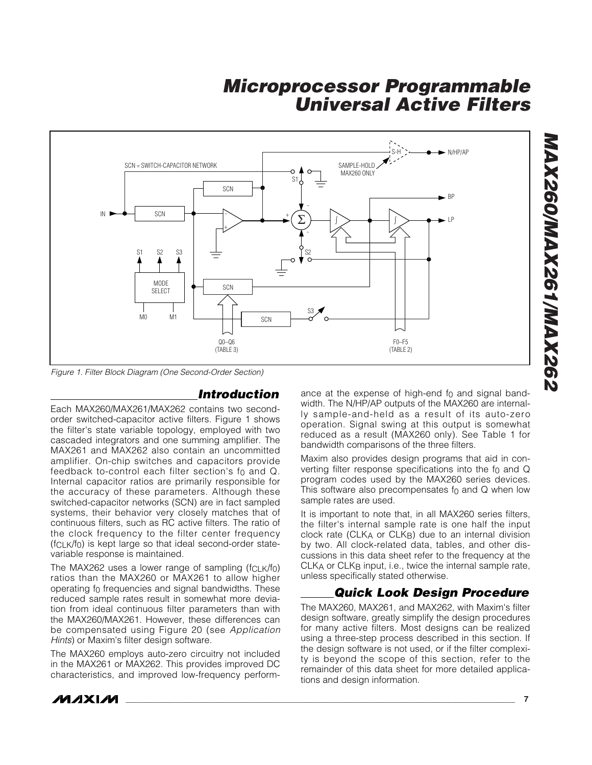Figure 1. Filter Block Diagram (One Second-Order Section)

## Introduction

Each MAX260/MAX261/MAX262 contains two second-order switched-capacitor active filters. Figure 1 shows the filter's state variable topology, employed with two cascaded integrators and one summing amplifier. The MAX261 and MAX262 also contain an uncommitted amplifier. On-chip switches and capacitors provide feedback to-control each filter section's $f_0$ and Q. Internal capacitor ratios are primarily responsible for the accuracy of these parameters. Although these switched-capacitor networks (SCN) are in fact sampled systems, their behavior very closely matches that of continuous filters, such as RC active filters. The ratio of the clock frequency to the filter center frequency ($f_{CLK}/f_0$) is kept large so that ideal second-order state-variable response is maintained.

The MAX262 uses a lower range of sampling ($f_{CLK}/f_0$) ratios than the MAX260 or MAX261 to allow higher operating $f_0$ frequencies and signal bandwidths. These reduced sample rates result in somewhat more deviation from ideal continuous filter parameters than with the MAX260/MAX261. However, these differences can be compensated using Figure 20 (see *Application Hints*) or Maxim's filter design software.

The MAX260 employs auto-zero circuitry not included in the MAX261 or MAX262. This provides improved DC characteristics, and improved low-frequency performance at the expense of high-end $f_0$ and signal bandwidth. The N/HP/AP outputs of the MAX260 are internally sample-and-held as a result of its auto-zero operation. Signal swing at this output is somewhat reduced as a result (MAX260 only). See Table 1 for bandwidth comparisons of the three filters.

Maxim also provides design programs that aid in converting filter response specifications into the $f_0$ and Q program codes used by the MAX260 series devices. This software also precompensates $f_0$ and Q when low sample rates are used.

It is important to note that, in all MAX260 series filters, the filter's internal sample rate is one half the input clock rate ($CLK_A$ or $CLK_B$) due to an internal division by two. All clock-related data, tables, and other discussions in this data sheet refer to the frequency at the $CLK_A$ or $CLK_B$ input, i.e., twice the internal sample rate, unless specifically stated otherwise.

## Quick Look Design Procedure

The MAX260, MAX261, and MAX262, with Maxim's filter design software, greatly simplify the design procedures for many active filters. Most designs can be realized using a three-step process described in this section. If the design software is not used, or if the filter complexity is beyond the scope of this section, refer to the remainder of this data sheet for more detailed applications and design information.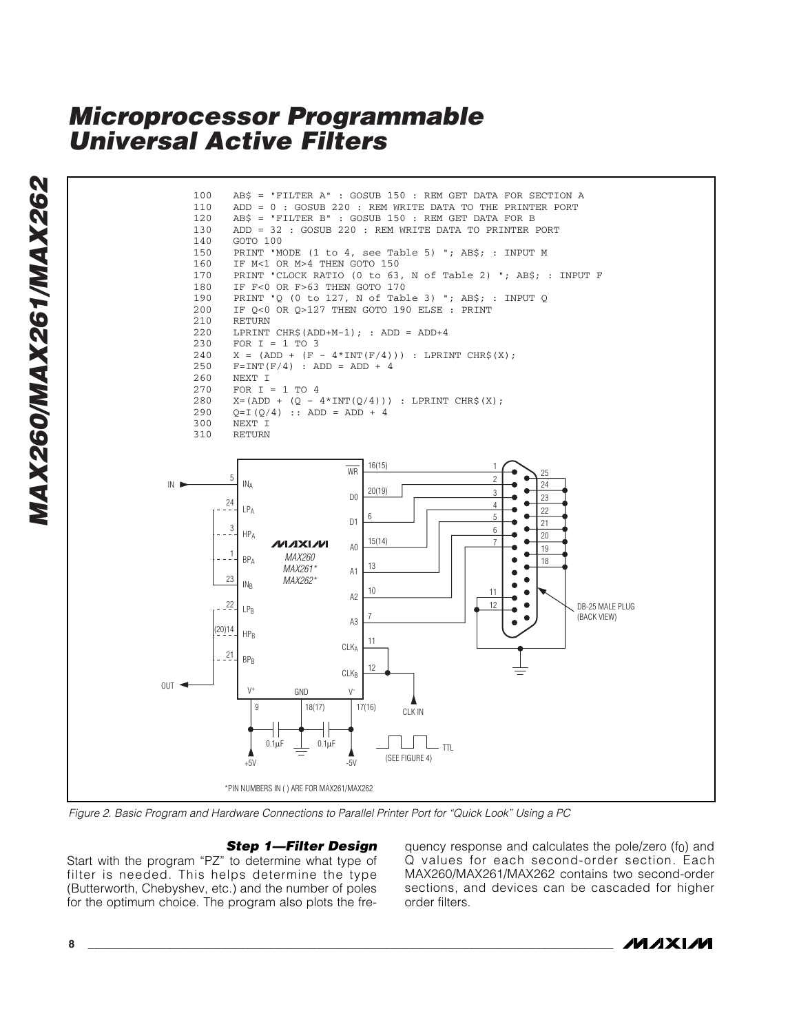```
100    AB$ = "FILTER A" : GOSUB 150 : REM GET DATA FOR SECTION A
110    ADD = 0 : GOSUB 220 : REM WRITE DATA TO THE PRINTER PORT
120    AB$ = "FILTER B" : GOSUB 150 : REM GET DATA FOR B
130    ADD = 32 : GOSUB 220 : REM WRITE DATA TO PRINTER PORT
140    GOTO 100
150    PRINT "MODE (1 to 4, see Table 5) "; AB$; : INPUT M
160    IF M<1 OR M>4 THEN GOTO 150
170    PRINT "CLOCK RATIO (0 to 63, N of Table 2) "; AB$; : INPUT F
180    IF F<0 OR F>63 THEN GOTO 170
190    PRINT "Q (0 to 127, N of Table 3) "; AB$; : INPUT Q
200    IF Q<0 OR Q>127 THEN GOTO 190 ELSE : PRINT
210    RETURN
220    LPRINT CHR$(ADD+M-1); : ADD = ADD+4
230    FOR I = 1 TO 3
240    X = (ADD + (F - 4*INT(F/4))) : LPRINT CHR$(X);
250    F=INT(F/4) : ADD = ADD + 4
260    NEXT I
270    FOR I = 1 TO 4
280    X=(ADD + (Q - 4*INT(Q/4))) : LPRINT CHR$(X);
290    Q=I(Q/4) :: ADD = ADD + 4
300    NEXT I
310    RETURN
```

*PIN NUMBERS IN ( ) ARE FOR MAX261/MAX262

*Figure 2. Basic Program and Hardware Connections to Parallel Printer Port for "Quick Look" Using a PC*

### *Step 1—Filter Design*

Start with the program "PZ" to determine what type of filter is needed. This helps determine the type (Butterworth, Chebyshev, etc.) and the number of poles for the optimum choice. The program also plots the frequency response and calculates the pole/zero ($f_0$) and Q values for each second-order section. Each MAX260/MAX261/MAX262 contains two second-order sections, and devices can be cascaded for higher order filters.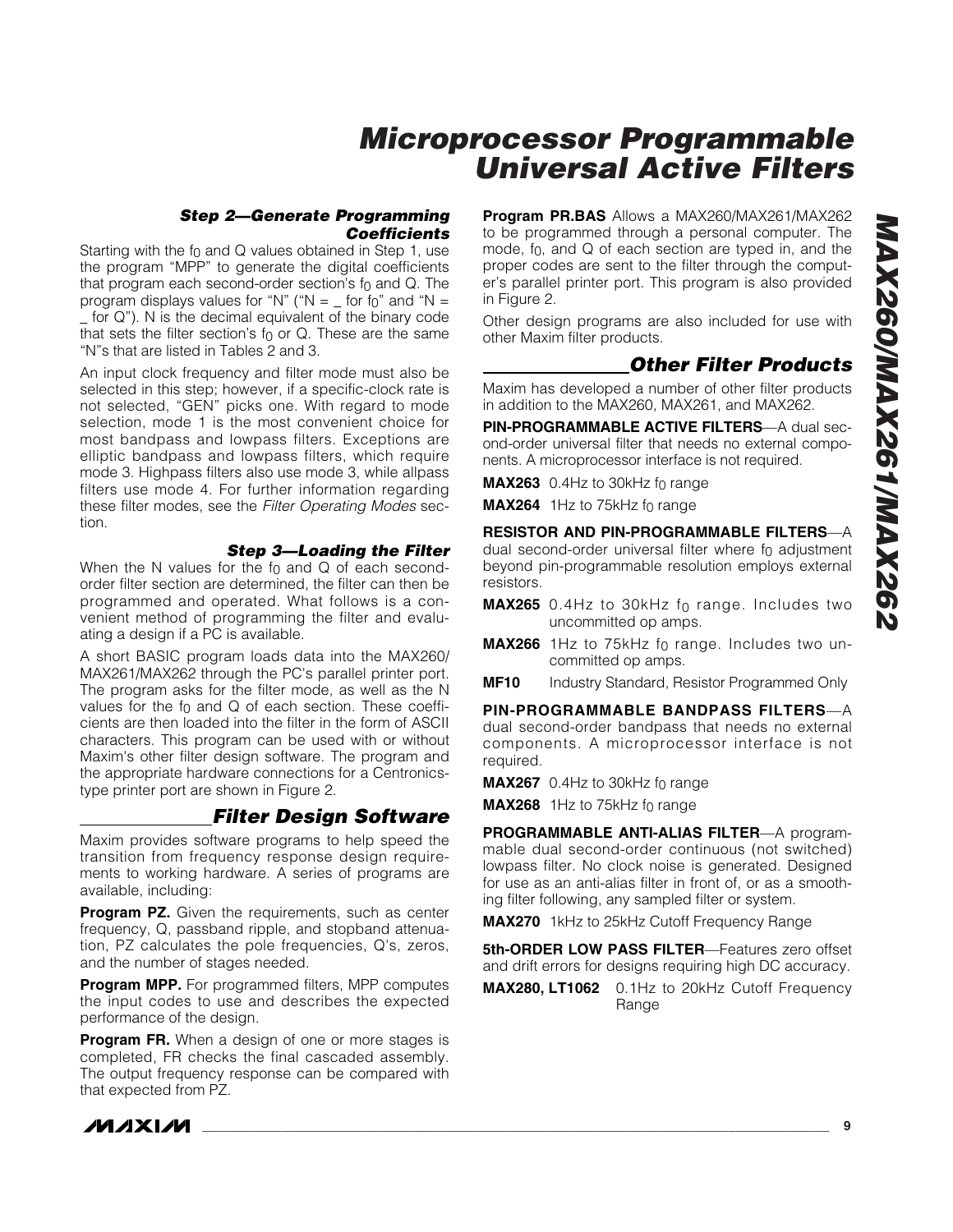### Step 2—Generate Programming Coefficients

Starting with the $f_0$ and Q values obtained in Step 1, use the program "MPP" to generate the digital coefficients that program each second-order section's $f_0$ and Q. The program displays values for "N" ("N = _ for $f_0$" and "N = _ for Q"). N is the decimal equivalent of the binary code that sets the filter section's $f_0$ or Q. These are the same "N"s that are listed in Tables 2 and 3.

An input clock frequency and filter mode must also be selected in this step; however, if a specific-clock rate is not selected, "GEN" picks one. With regard to mode selection, mode 1 is the most convenient choice for most bandpass and lowpass filters. Exceptions are elliptic bandpass and lowpass filters, which require mode 3. Highpass filters also use mode 3, while allpass filters use mode 4. For further information regarding these filter modes, see the *Filter Operating Modes* section.

### Step 3—Loading the Filter

When the N values for the $f_0$ and Q of each second-order filter section are determined, the filter can then be programmed and operated. What follows is a convenient method of programming the filter and evaluating a design if a PC is available.

A short BASIC program loads data into the MAX260/MAX261/MAX262 through the PC's parallel printer port. The program asks for the filter mode, as well as the N values for the $f_0$ and Q of each section. These coefficients are then loaded into the filter in the form of ASCII characters. This program can be used with or without Maxim's other filter design software. The program and the appropriate hardware connections for a Centronics-type printer port are shown in Figure 2.

## Filter Design Software

Maxim provides software programs to help speed the transition from frequency response design requirements to working hardware. A series of programs are available, including:

**Program PZ.** Given the requirements, such as center frequency, Q, passband ripple, and stopband attenuation, PZ calculates the pole frequencies, Q's, zeros, and the number of stages needed.

**Program MPP.** For programmed filters, MPP computes the input codes to use and describes the expected performance of the design.

**Program FR.** When a design of one or more stages is completed, FR checks the final cascaded assembly. The output frequency response can be compared with that expected from PZ.

**Program PR.BAS** Allows a MAX260/MAX261/MAX262 to be programmed through a personal computer. The mode, $f_0$, and Q of each section are typed in, and the proper codes are sent to the filter through the computer's parallel printer port. This program is also provided in Figure 2.

Other design programs are also included for use with other Maxim filter products.

## Other Filter Products

Maxim has developed a number of other filter products in addition to the MAX260, MAX261, and MAX262.

**PIN-PROGRAMMABLE ACTIVE FILTERS**—A dual second-order universal filter that needs no external components. A microprocessor interface is not required.

**MAX263** 0.4Hz to 30kHz $f_0$ range

**MAX264** 1Hz to 75kHz $f_0$ range

**RESISTOR AND PIN-PROGRAMMABLE FILTERS**—A dual second-order universal filter where $f_0$ adjustment beyond pin-programmable resolution employs external resistors.

**MAX265** 0.4Hz to 30kHz $f_0$ range. Includes two uncommitted op amps.

**MAX266** 1Hz to 75kHz $f_0$ range. Includes two uncommitted op amps.

**MF10** Industry Standard, Resistor Programmed Only

**PIN-PROGRAMMABLE BANDPASS FILTERS**—A dual second-order bandpass that needs no external components. A microprocessor interface is not required.

**MAX267** 0.4Hz to 30kHz $f_0$ range

**MAX268** 1Hz to 75kHz $f_0$ range

**PROGRAMMABLE ANTI-ALIAS FILTER**—A programmable dual second-order continuous (not switched) lowpass filter. No clock noise is generated. Designed for use as an anti-alias filter in front of, or as a smoothing filter following, any sampled filter or system.

**MAX270** 1kHz to 25kHz Cutoff Frequency Range

**5th-ORDER LOW PASS FILTER**—Features zero offset and drift errors for designs requiring high DC accuracy.

**MAX280, LT1062** 0.1Hz to 20kHz Cutoff Frequency Range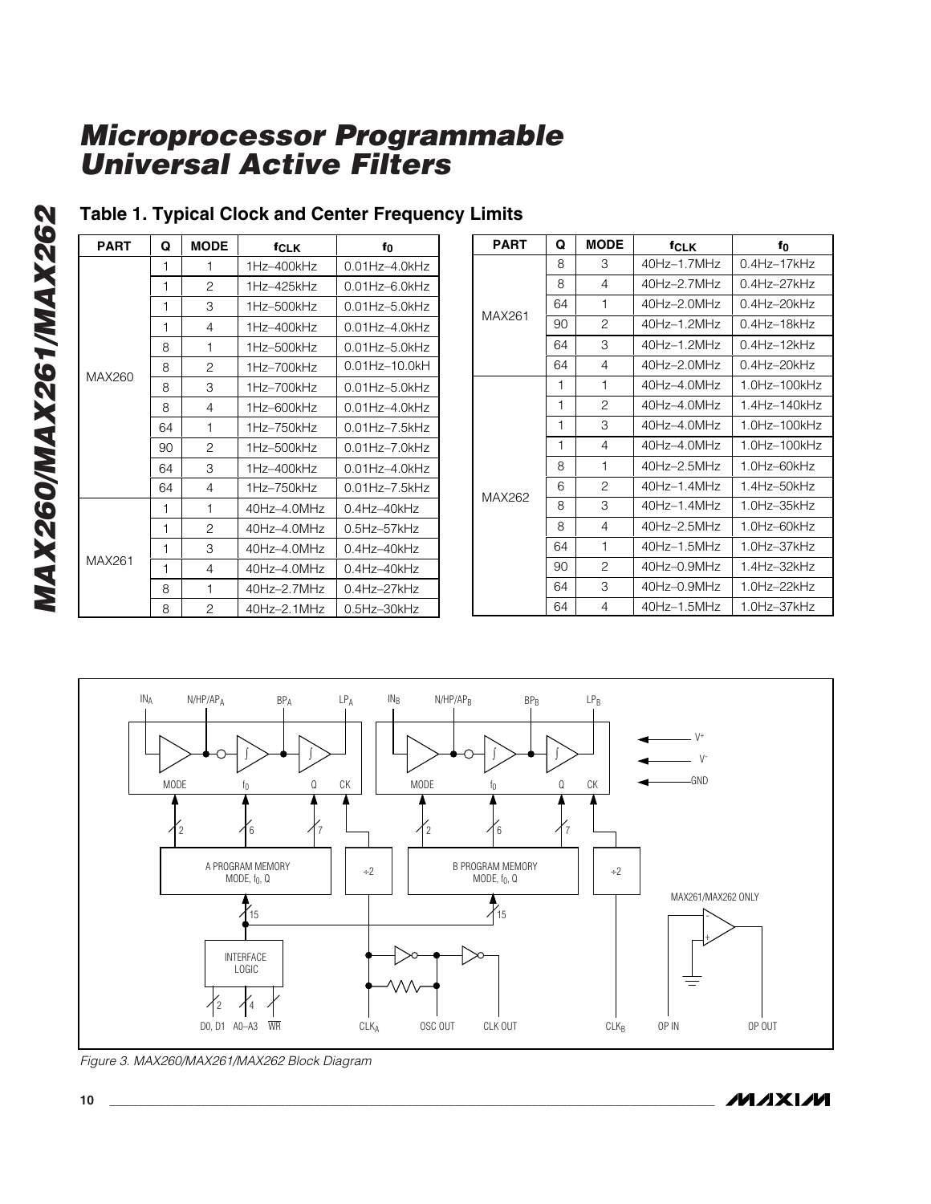## Table 1. Typical Clock and Center Frequency Limits

| PART | Q | MODE | $f_{CLK}$ | $f_0$ |
|---|---|---|---|---|
| MAX260 | 1 | 1 | 1Hz–400kHz | 0.01Hz–4.0kHz |
| | 1 | 2 | 1Hz–425kHz | 0.01Hz–6.0kHz |
| | 1 | 3 | 1Hz–500kHz | 0.01Hz–5.0kHz |
| | 1 | 4 | 1Hz–400kHz | 0.01Hz–4.0kHz |
| | 8 | 1 | 1Hz–500kHz | 0.01Hz–5.0kHz |
| | 8 | 2 | 1Hz–700kHz | 0.01Hz–10.0kH |
| | 8 | 3 | 1Hz–700kHz | 0.01Hz–5.0kHz |
| | 8 | 4 | 1Hz–600kHz | 0.01Hz–4.0kHz |
| | 64 | 1 | 1Hz–750kHz | 0.01Hz–7.5kHz |
| | 90 | 2 | 1Hz–500kHz | 0.01Hz–7.0kHz |
| | 64 | 3 | 1Hz–400kHz | 0.01Hz–4.0kHz |
| | 64 | 4 | 1Hz–750kHz | 0.01Hz–7.5kHz |
| MAX261 | 1 | 1 | 40Hz–4.0MHz | 0.4Hz–40kHz |
| | 1 | 2 | 40Hz–4.0MHz | 0.5Hz–57kHz |
| | 1 | 3 | 40Hz–4.0MHz | 0.4Hz–40kHz |
| | 1 | 4 | 40Hz–4.0MHz | 0.4Hz–40kHz |
| | 8 | 1 | 40Hz–2.7MHz | 0.4Hz–27kHz |
| | 8 | 2 | 40Hz–2.1MHz | 0.5Hz–30kHz |
| | 8 | 3 | 40Hz–1.7MHz | 0.4Hz–17kHz |
| | 8 | 4 | 40Hz–2.7MHz | 0.4Hz–27kHz |
| | 64 | 1 | 40Hz–2.0MHz | 0.4Hz–20kHz |
| | 90 | 2 | 40Hz–1.2MHz | 0.4Hz–18kHz |
| | 64 | 3 | 40Hz–1.2MHz | 0.4Hz–12kHz |
| | 64 | 4 | 40Hz–2.0MHz | 0.4Hz–20kHz |
| MAX262 | 1 | 1 | 40Hz–4.0MHz | 1.0Hz–100kHz |
| | 1 | 2 | 40Hz–4.0MHz | 1.4Hz–140kHz |
| | 1 | 3 | 40Hz–4.0MHz | 1.0Hz–100kHz |
| | 1 | 4 | 40Hz–4.0MHz | 1.0Hz–100kHz |
| | 8 | 1 | 40Hz–2.5MHz | 1.0Hz–60kHz |
| | 6 | 2 | 40Hz–1.4MHz | 1.4Hz–50kHz |
| | 8 | 3 | 40Hz–1.4MHz | 1.0Hz–35kHz |
| | 8 | 4 | 40Hz–2.5MHz | 1.0Hz–60kHz |
| | 64 | 1 | 40Hz–1.5MHz | 1.0Hz–37kHz |
| | 90 | 2 | 40Hz–0.9MHz | 1.4Hz–32kHz |
| | 64 | 3 | 40Hz–0.9MHz | 1.0Hz–22kHz |
| | 64 | 4 | 40Hz–1.5MHz | 1.0Hz–37kHz |

*Figure 3. MAX260/MAX261/MAX262 Block Diagram*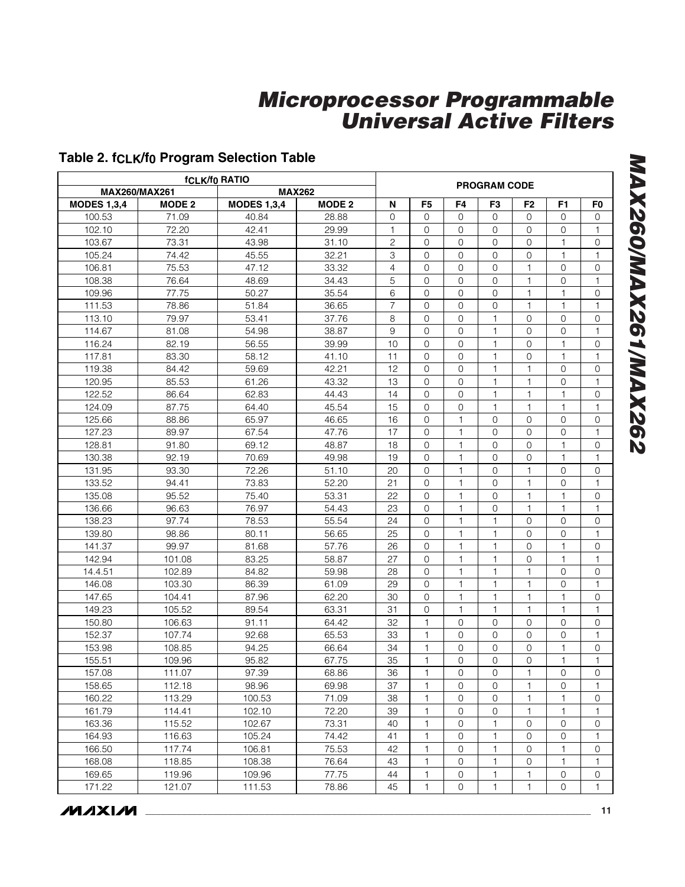## Table 2. $f_{CLK}/f_0$ Program Selection Table

| $f_{CLK}/f_0$ RATIO | | | | PROGRAM CODE | | | | | | |
|---|---|---|---|---|---|---|---|---|---|---|
| MAX260/MAX261 | | MAX262 | | | | | | | | |
| MODES 1,3,4 | MODE 2 | MODES 1,3,4 | MODE 2 | N | F5 | F4 | F3 | F2 | F1 | F0 |
| 100.53 | 71.09 | 40.84 | 28.88 | 0 | 0 | 0 | 0 | 0 | 0 | 0 |
| 102.10 | 72.20 | 42.41 | 29.99 | 1 | 0 | 0 | 0 | 0 | 0 | 1 |
| 103.67 | 73.31 | 43.98 | 31.10 | 2 | 0 | 0 | 0 | 0 | 1 | 0 |
| 105.24 | 74.42 | 45.55 | 32.21 | 3 | 0 | 0 | 0 | 0 | 1 | 1 |
| 106.81 | 75.53 | 47.12 | 33.32 | 4 | 0 | 0 | 0 | 1 | 0 | 0 |
| 108.38 | 76.64 | 48.69 | 34.43 | 5 | 0 | 0 | 0 | 1 | 0 | 1 |
| 109.96 | 77.75 | 50.27 | 35.54 | 6 | 0 | 0 | 0 | 1 | 1 | 0 |
| 111.53 | 78.86 | 51.84 | 36.65 | 7 | 0 | 0 | 0 | 1 | 1 | 1 |
| 113.10 | 79.97 | 53.41 | 37.76 | 8 | 0 | 0 | 1 | 0 | 0 | 0 |
| 114.67 | 81.08 | 54.98 | 38.87 | 9 | 0 | 0 | 1 | 0 | 0 | 1 |
| 116.24 | 82.19 | 56.55 | 39.99 | 10 | 0 | 0 | 1 | 0 | 1 | 0 |
| 117.81 | 83.30 | 58.12 | 41.10 | 11 | 0 | 0 | 1 | 0 | 1 | 1 |
| 119.38 | 84.42 | 59.69 | 42.21 | 12 | 0 | 0 | 1 | 1 | 0 | 0 |
| 120.95 | 85.53 | 61.26 | 43.32 | 13 | 0 | 0 | 1 | 1 | 0 | 1 |
| 122.52 | 86.64 | 62.83 | 44.43 | 14 | 0 | 0 | 1 | 1 | 1 | 0 |
| 124.09 | 87.75 | 64.40 | 45.54 | 15 | 0 | 0 | 1 | 1 | 1 | 1 |
| 125.66 | 88.86 | 65.97 | 46.65 | 16 | 0 | 1 | 0 | 0 | 0 | 0 |
| 127.23 | 89.97 | 67.54 | 47.76 | 17 | 0 | 1 | 0 | 0 | 0 | 1 |
| 128.81 | 91.80 | 69.12 | 48.87 | 18 | 0 | 1 | 0 | 0 | 1 | 0 |
| 130.38 | 92.19 | 70.69 | 49.98 | 19 | 0 | 1 | 0 | 0 | 1 | 1 |
| 131.95 | 93.30 | 72.26 | 51.10 | 20 | 0 | 1 | 0 | 1 | 0 | 0 |
| 133.52 | 94.41 | 73.83 | 52.20 | 21 | 0 | 1 | 0 | 1 | 0 | 1 |
| 135.08 | 95.52 | 75.40 | 53.31 | 22 | 0 | 1 | 0 | 1 | 1 | 0 |
| 136.66 | 96.63 | 76.97 | 54.43 | 23 | 0 | 1 | 0 | 1 | 1 | 1 |
| 138.23 | 97.74 | 78.53 | 55.54 | 24 | 0 | 1 | 1 | 0 | 0 | 0 |
| 139.80 | 98.86 | 80.11 | 56.65 | 25 | 0 | 1 | 1 | 0 | 0 | 1 |
| 141.37 | 99.97 | 81.68 | 57.76 | 26 | 0 | 1 | 1 | 0 | 1 | 0 |
| 142.94 | 101.08 | 83.25 | 58.87 | 27 | 0 | 1 | 1 | 0 | 1 | 1 |
| 14.4.51 | 102.89 | 84.82 | 59.98 | 28 | 0 | 1 | 1 | 1 | 0 | 0 |
| 146.08 | 103.30 | 86.39 | 61.09 | 29 | 0 | 1 | 1 | 1 | 0 | 1 |
| 147.65 | 104.41 | 87.96 | 62.20 | 30 | 0 | 1 | 1 | 1 | 1 | 0 |
| 149.23 | 105.52 | 89.54 | 63.31 | 31 | 0 | 1 | 1 | 1 | 1 | 1 |
| 150.80 | 106.63 | 91.11 | 64.42 | 32 | 1 | 0 | 0 | 0 | 0 | 0 |
| 152.37 | 107.74 | 92.68 | 65.53 | 33 | 1 | 0 | 0 | 0 | 0 | 1 |
| 153.98 | 108.85 | 94.25 | 66.64 | 34 | 1 | 0 | 0 | 0 | 1 | 0 |
| 155.51 | 109.96 | 95.82 | 67.75 | 35 | 1 | 0 | 0 | 0 | 1 | 1 |
| 157.08 | 111.07 | 97.39 | 68.86 | 36 | 1 | 0 | 0 | 1 | 0 | 0 |
| 158.65 | 112.18 | 98.96 | 69.98 | 37 | 1 | 0 | 0 | 1 | 0 | 1 |
| 160.22 | 113.29 | 100.53 | 71.09 | 38 | 1 | 0 | 0 | 1 | 1 | 0 |
| 161.79 | 114.41 | 102.10 | 72.20 | 39 | 1 | 0 | 0 | 1 | 1 | 1 |
| 163.36 | 115.52 | 102.67 | 73.31 | 40 | 1 | 0 | 1 | 0 | 0 | 0 |
| 164.93 | 116.63 | 105.24 | 74.42 | 41 | 1 | 0 | 1 | 0 | 0 | 1 |
| 166.50 | 117.74 | 106.81 | 75.53 | 42 | 1 | 0 | 1 | 0 | 1 | 0 |
| 168.08 | 118.85 | 108.38 | 76.64 | 43 | 1 | 0 | 1 | 0 | 1 | 1 |
| 169.65 | 119.96 | 109.96 | 77.75 | 44 | 1 | 0 | 1 | 1 | 0 | 0 |
| 171.22 | 121.07 | 111.53 | 78.86 | 45 | 1 | 0 | 1 | 1 | 0 | 1 |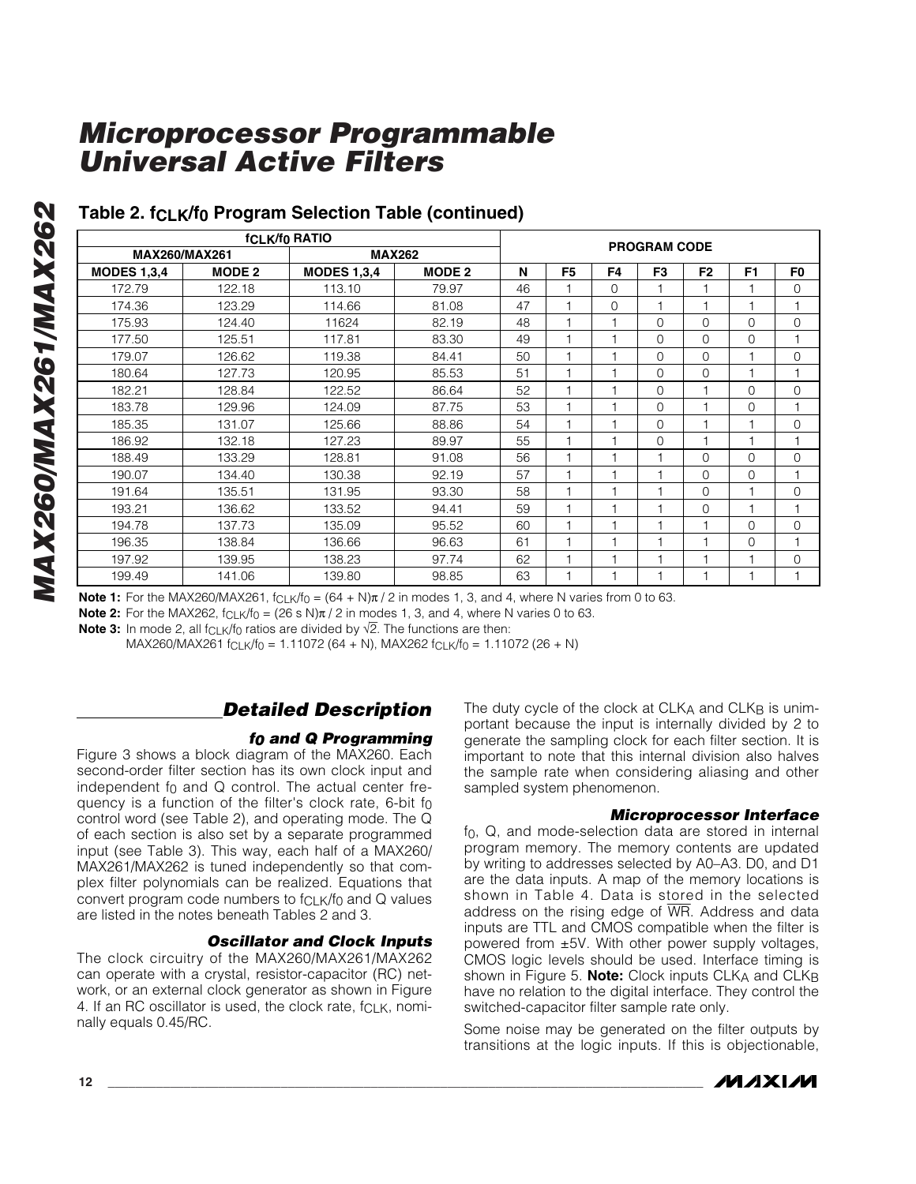# Microprocessor Programmable Universal Active Filters

## Table 2. $f_{CLK}/f_0$ Program Selection Table (continued)

| $f_{CLK}/f_0$ RATIO | | | | PROGRAM CODE | | | | | | |
|---|---|---|---|---|---|---|---|---|---|---|
| MAX260/MAX261 | | MAX262 | | | | | | | | |
| MODES 1,3,4 | MODE 2 | MODES 1,3,4 | MODE 2 | N | F5 | F4 | F3 | F2 | F1 | F0 |
| 172.79 | 122.18 | 113.10 | 79.97 | 46 | 1 | 0 | 1 | 1 | 1 | 0 |
| 174.36 | 123.29 | 114.66 | 81.08 | 47 | 1 | 0 | 1 | 1 | 1 | 1 |
| 175.93 | 124.40 | 11624 | 82.19 | 48 | 1 | 1 | 0 | 0 | 0 | 0 |
| 177.50 | 125.51 | 117.81 | 83.30 | 49 | 1 | 1 | 0 | 0 | 0 | 1 |
| 179.07 | 126.62 | 119.38 | 84.41 | 50 | 1 | 1 | 0 | 0 | 1 | 0 |
| 180.64 | 127.73 | 120.95 | 85.53 | 51 | 1 | 1 | 0 | 0 | 1 | 1 |
| 182.21 | 128.84 | 122.52 | 86.64 | 52 | 1 | 1 | 0 | 1 | 0 | 0 |
| 183.78 | 129.96 | 124.09 | 87.75 | 53 | 1 | 1 | 0 | 1 | 0 | 1 |
| 185.35 | 131.07 | 125.66 | 88.86 | 54 | 1 | 1 | 0 | 1 | 1 | 0 |
| 186.92 | 132.18 | 127.23 | 89.97 | 55 | 1 | 1 | 0 | 1 | 1 | 1 |
| 188.49 | 133.29 | 128.81 | 91.08 | 56 | 1 | 1 | 1 | 0 | 0 | 0 |
| 190.07 | 134.40 | 130.38 | 92.19 | 57 | 1 | 1 | 1 | 0 | 0 | 1 |
| 191.64 | 135.51 | 131.95 | 93.30 | 58 | 1 | 1 | 1 | 0 | 1 | 0 |
| 193.21 | 136.62 | 133.52 | 94.41 | 59 | 1 | 1 | 1 | 0 | 1 | 1 |
| 194.78 | 137.73 | 135.09 | 95.52 | 60 | 1 | 1 | 1 | 1 | 0 | 0 |
| 196.35 | 138.84 | 136.66 | 96.63 | 61 | 1 | 1 | 1 | 1 | 0 | 1 |
| 197.92 | 139.95 | 138.23 | 97.74 | 62 | 1 | 1 | 1 | 1 | 1 | 0 |
| 199.49 | 141.06 | 139.80 | 98.85 | 63 | 1 | 1 | 1 | 1 | 1 | 1 |

**Note 1:** For the MAX260/MAX261, $f_{CLK}/f_0 = (64 + N)\pi / 2$ in modes 1, 3, and 4, where N varies from 0 to 63.

**Note 2:** For the MAX262, $f_{CLK}/f_0 = (26 s N)\pi / 2$ in modes 1, 3, and 4, where N varies 0 to 63.

**Note 3:** In mode 2, all $f_{CLK}/f_0$ ratios are divided by $\sqrt{2}$. The functions are then:
MAX260/MAX261 $f_{CLK}/f_0 = 1.11072 (64 + N)$, MAX262 $f_{CLK}/f_0 = 1.11072 (26 + N)$

## Detailed Description

### $f_0$ and Q Programming

Figure 3 shows a block diagram of the MAX260. Each second-order filter section has its own clock input and independent $f_0$ and Q control. The actual center frequency is a function of the filter's clock rate, 6-bit $f_0$ control word (see Table 2), and operating mode. The Q of each section is also set by a separate programmed input (see Table 3). This way, each half of a MAX260/MAX261/MAX262 is tuned independently so that complex filter polynomials can be realized. Equations that convert program code numbers to $f_{CLK}/f_0$ and Q values are listed in the notes beneath Tables 2 and 3.

### Oscillator and Clock Inputs

The clock circuitry of the MAX260/MAX261/MAX262 can operate with a crystal, resistor-capacitor (RC) network, or an external clock generator as shown in Figure 4. If an RC oscillator is used, the clock rate, $f_{CLK}$, nominally equals 0.45/RC.

The duty cycle of the clock at $CLK_A$ and $CLK_B$ is unimportant because the input is internally divided by 2 to generate the sampling clock for each filter section. It is important to note that this internal division also halves the sample rate when considering aliasing and other sampled system phenomenon.

### Microprocessor Interface

$f_0$, Q, and mode-selection data are stored in internal program memory. The memory contents are updated by writing to addresses selected by A0–A3. D0, and D1 are the data inputs. A map of the memory locations is shown in Table 4. Data is stored in the selected address on the rising edge of $\overline{WR}$. Address and data inputs are TTL and CMOS compatible when the filter is powered from ±5V. With other power supply voltages, CMOS logic levels should be used. Interface timing is shown in Figure 5. **Note:** Clock inputs $CLK_A$ and $CLK_B$ have no relation to the digital interface. They control the switched-capacitor filter sample rate only.

Some noise may be generated on the filter outputs by transitions at the logic inputs. If this is objectionable,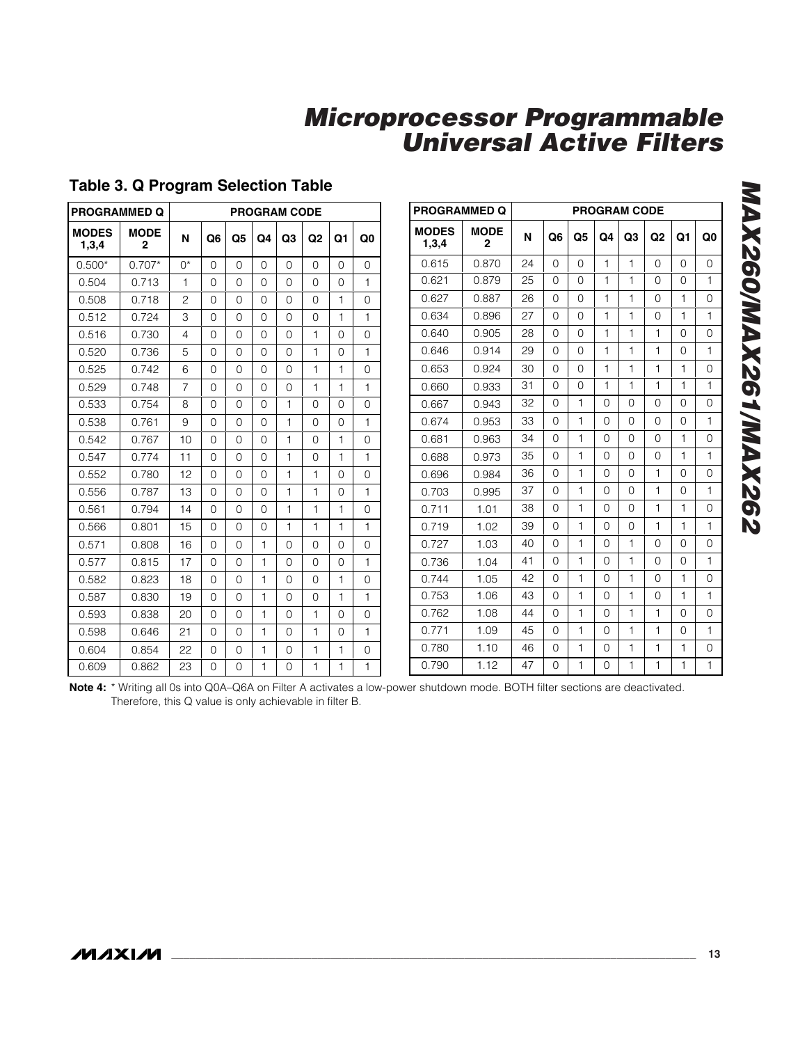## Table 3. Q Program Selection Table

| PROGRAMMED Q | | PROGRAM CODE | | | | | | | |
|---|---|---|---|---|---|---|---|---|---|
| MODES 1,3,4 | MODE 2 | N | Q6 | Q5 | Q4 | Q3 | Q2 | Q1 | Q0 |
| 0.500* | 0.707* | 0* | 0 | 0 | 0 | 0 | 0 | 0 | 0 |
| 0.504 | 0.713 | 1 | 0 | 0 | 0 | 0 | 0 | 0 | 1 |
| 0.508 | 0.718 | 2 | 0 | 0 | 0 | 0 | 0 | 1 | 0 |
| 0.512 | 0.724 | 3 | 0 | 0 | 0 | 0 | 0 | 1 | 1 |
| 0.516 | 0.730 | 4 | 0 | 0 | 0 | 0 | 1 | 0 | 0 |
| 0.520 | 0.736 | 5 | 0 | 0 | 0 | 0 | 1 | 0 | 1 |
| 0.525 | 0.742 | 6 | 0 | 0 | 0 | 0 | 1 | 1 | 0 |
| 0.529 | 0.748 | 7 | 0 | 0 | 0 | 0 | 1 | 1 | 1 |
| 0.533 | 0.754 | 8 | 0 | 0 | 0 | 1 | 0 | 0 | 0 |
| 0.538 | 0.761 | 9 | 0 | 0 | 0 | 1 | 0 | 0 | 1 |
| 0.542 | 0.767 | 10 | 0 | 0 | 0 | 1 | 0 | 1 | 0 |
| 0.547 | 0.774 | 11 | 0 | 0 | 0 | 1 | 0 | 1 | 1 |
| 0.552 | 0.780 | 12 | 0 | 0 | 0 | 1 | 1 | 0 | 0 |
| 0.556 | 0.787 | 13 | 0 | 0 | 0 | 1 | 1 | 0 | 1 |
| 0.561 | 0.794 | 14 | 0 | 0 | 0 | 1 | 1 | 1 | 0 |
| 0.566 | 0.801 | 15 | 0 | 0 | 0 | 1 | 1 | 1 | 1 |
| 0.571 | 0.808 | 16 | 0 | 0 | 1 | 0 | 0 | 0 | 0 |
| 0.577 | 0.815 | 17 | 0 | 0 | 1 | 0 | 0 | 0 | 1 |
| 0.582 | 0.823 | 18 | 0 | 0 | 1 | 0 | 0 | 1 | 0 |
| 0.587 | 0.830 | 19 | 0 | 0 | 1 | 0 | 0 | 1 | 1 |
| 0.593 | 0.838 | 20 | 0 | 0 | 1 | 0 | 1 | 0 | 0 |
| 0.598 | 0.646 | 21 | 0 | 0 | 1 | 0 | 1 | 0 | 1 |
| 0.604 | 0.854 | 22 | 0 | 0 | 1 | 0 | 1 | 1 | 0 |
| 0.609 | 0.862 | 23 | 0 | 0 | 1 | 0 | 1 | 1 | 1 |
| 0.615 | 0.870 | 24 | 0 | 0 | 1 | 1 | 0 | 0 | 0 |
| 0.621 | 0.879 | 25 | 0 | 0 | 1 | 1 | 0 | 0 | 1 |
| 0.627 | 0.887 | 26 | 0 | 0 | 1 | 1 | 0 | 1 | 0 |
| 0.634 | 0.896 | 27 | 0 | 0 | 1 | 1 | 0 | 1 | 1 |
| 0.640 | 0.905 | 28 | 0 | 0 | 1 | 1 | 1 | 0 | 0 |
| 0.646 | 0.914 | 29 | 0 | 0 | 1 | 1 | 1 | 0 | 1 |
| 0.653 | 0.924 | 30 | 0 | 0 | 1 | 1 | 1 | 1 | 0 |
| 0.660 | 0.933 | 31 | 0 | 0 | 1 | 1 | 1 | 1 | 1 |
| 0.667 | 0.943 | 32 | 0 | 1 | 0 | 0 | 0 | 0 | 0 |
| 0.674 | 0.953 | 33 | 0 | 1 | 0 | 0 | 0 | 0 | 1 |
| 0.681 | 0.963 | 34 | 0 | 1 | 0 | 0 | 0 | 1 | 0 |
| 0.688 | 0.973 | 35 | 0 | 1 | 0 | 0 | 0 | 1 | 1 |
| 0.696 | 0.984 | 36 | 0 | 1 | 0 | 0 | 1 | 0 | 0 |
| 0.703 | 0.995 | 37 | 0 | 1 | 0 | 0 | 1 | 0 | 1 |
| 0.711 | 1.01 | 38 | 0 | 1 | 0 | 0 | 1 | 1 | 0 |
| 0.719 | 1.02 | 39 | 0 | 1 | 0 | 0 | 1 | 1 | 1 |
| 0.727 | 1.03 | 40 | 0 | 1 | 0 | 1 | 0 | 0 | 0 |
| 0.736 | 1.04 | 41 | 0 | 1 | 0 | 1 | 0 | 0 | 1 |
| 0.744 | 1.05 | 42 | 0 | 1 | 0 | 1 | 0 | 1 | 0 |
| 0.753 | 1.06 | 43 | 0 | 1 | 0 | 1 | 0 | 1 | 1 |
| 0.762 | 1.08 | 44 | 0 | 1 | 0 | 1 | 1 | 0 | 0 |
| 0.771 | 1.09 | 45 | 0 | 1 | 0 | 1 | 1 | 0 | 1 |
| 0.780 | 1.10 | 46 | 0 | 1 | 0 | 1 | 1 | 1 | 0 |
| 0.790 | 1.12 | 47 | 0 | 1 | 0 | 1 | 1 | 1 | 1 |

**Note 4:** * Writing all 0s into Q0A–Q6A on Filter A activates a low-power shutdown mode. BOTH filter sections are deactivated. Therefore, this Q value is only achievable in filter B.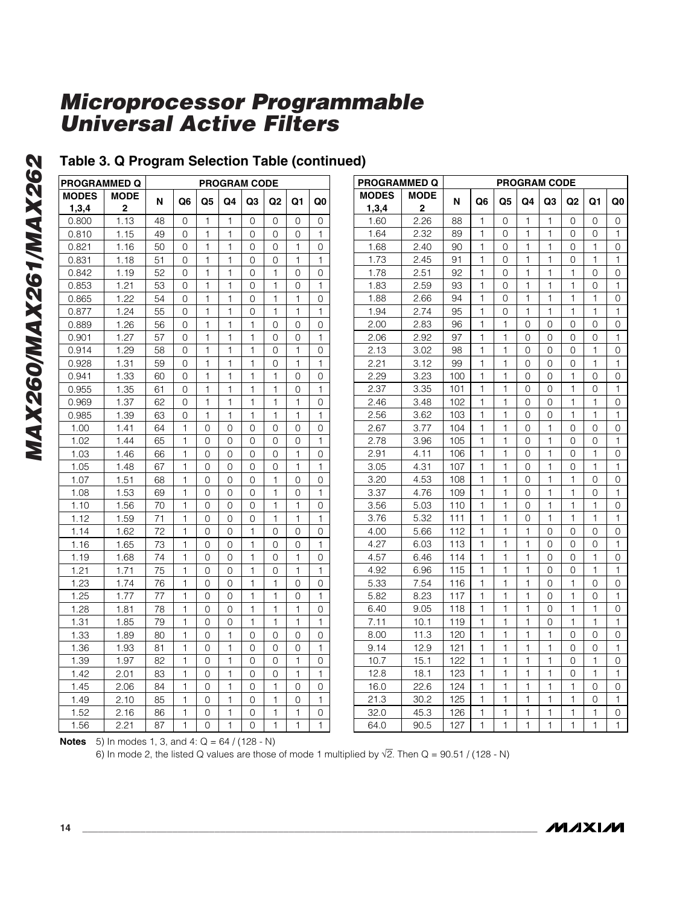## Table 3. Q Program Selection Table (continued)

| PROGRAMMED Q | | PROGRAM CODE | | | | | | | |
|---|---|---|---|---|---|---|---|---|---|
| MODES 1,3,4 | MODE 2 | N | Q6 | Q5 | Q4 | Q3 | Q2 | Q1 | Q0 |
| 0.800 | 1.13 | 48 | 0 | 1 | 1 | 0 | 0 | 0 | 0 |
| 0.810 | 1.15 | 49 | 0 | 1 | 1 | 0 | 0 | 0 | 1 |
| 0.821 | 1.16 | 50 | 0 | 1 | 1 | 0 | 0 | 1 | 0 |
| 0.831 | 1.18 | 51 | 0 | 1 | 1 | 0 | 0 | 1 | 1 |
| 0.842 | 1.19 | 52 | 0 | 1 | 1 | 0 | 1 | 0 | 0 |
| 0.853 | 1.21 | 53 | 0 | 1 | 1 | 0 | 1 | 0 | 1 |
| 0.865 | 1.22 | 54 | 0 | 1 | 1 | 0 | 1 | 1 | 0 |
| 0.877 | 1.24 | 55 | 0 | 1 | 1 | 0 | 1 | 1 | 1 |
| 0.889 | 1.26 | 56 | 0 | 1 | 1 | 1 | 0 | 0 | 0 |
| 0.901 | 1.27 | 57 | 0 | 1 | 1 | 1 | 0 | 0 | 1 |
| 0.914 | 1.29 | 58 | 0 | 1 | 1 | 1 | 0 | 1 | 0 |
| 0.928 | 1.31 | 59 | 0 | 1 | 1 | 1 | 0 | 1 | 1 |
| 0.941 | 1.33 | 60 | 0 | 1 | 1 | 1 | 1 | 0 | 0 |
| 0.955 | 1.35 | 61 | 0 | 1 | 1 | 1 | 1 | 0 | 1 |
| 0.969 | 1.37 | 62 | 0 | 1 | 1 | 1 | 1 | 1 | 0 |
| 0.985 | 1.39 | 63 | 0 | 1 | 1 | 1 | 1 | 1 | 1 |
| 1.00 | 1.41 | 64 | 1 | 0 | 0 | 0 | 0 | 0 | 0 |
| 1.02 | 1.44 | 65 | 1 | 0 | 0 | 0 | 0 | 0 | 1 |
| 1.03 | 1.46 | 66 | 1 | 0 | 0 | 0 | 0 | 1 | 0 |
| 1.05 | 1.48 | 67 | 1 | 0 | 0 | 0 | 0 | 1 | 1 |
| 1.07 | 1.51 | 68 | 1 | 0 | 0 | 0 | 1 | 0 | 0 |
| 1.08 | 1.53 | 69 | 1 | 0 | 0 | 0 | 1 | 0 | 1 |
| 1.10 | 1.56 | 70 | 1 | 0 | 0 | 0 | 1 | 1 | 0 |
| 1.12 | 1.59 | 71 | 1 | 0 | 0 | 0 | 1 | 1 | 1 |
| 1.14 | 1.62 | 72 | 1 | 0 | 0 | 1 | 0 | 0 | 0 |
| 1.16 | 1.65 | 73 | 1 | 0 | 0 | 1 | 0 | 0 | 1 |
| 1.19 | 1.68 | 74 | 1 | 0 | 0 | 1 | 0 | 1 | 0 |
| 1.21 | 1.71 | 75 | 1 | 0 | 0 | 1 | 0 | 1 | 1 |
| 1.23 | 1.74 | 76 | 1 | 0 | 0 | 1 | 1 | 0 | 0 |
| 1.25 | 1.77 | 77 | 1 | 0 | 0 | 1 | 1 | 0 | 1 |
| 1.28 | 1.81 | 78 | 1 | 0 | 0 | 1 | 1 | 1 | 0 |
| 1.31 | 1.85 | 79 | 1 | 0 | 0 | 1 | 1 | 1 | 1 |
| 1.33 | 1.89 | 80 | 1 | 0 | 1 | 0 | 0 | 0 | 0 |
| 1.36 | 1.93 | 81 | 1 | 0 | 1 | 0 | 0 | 0 | 1 |
| 1.39 | 1.97 | 82 | 1 | 0 | 1 | 0 | 0 | 1 | 0 |
| 1.42 | 2.01 | 83 | 1 | 0 | 1 | 0 | 0 | 1 | 1 |
| 1.45 | 2.06 | 84 | 1 | 0 | 1 | 0 | 1 | 0 | 0 |
| 1.49 | 2.10 | 85 | 1 | 0 | 1 | 0 | 1 | 0 | 1 |
| 1.52 | 2.16 | 86 | 1 | 0 | 1 | 0 | 1 | 1 | 0 |
| 1.56 | 2.21 | 87 | 1 | 0 | 1 | 0 | 1 | 1 | 1 |
| 1.60 | 2.26 | 88 | 1 | 0 | 1 | 1 | 0 | 0 | 0 |
| 1.64 | 2.32 | 89 | 1 | 0 | 1 | 1 | 0 | 0 | 1 |
| 1.68 | 2.40 | 90 | 1 | 0 | 1 | 1 | 0 | 1 | 0 |
| 1.73 | 2.45 | 91 | 1 | 0 | 1 | 1 | 0 | 1 | 1 |
| 1.78 | 2.51 | 92 | 1 | 0 | 1 | 1 | 1 | 0 | 0 |
| 1.83 | 2.59 | 93 | 1 | 0 | 1 | 1 | 1 | 0 | 1 |
| 1.88 | 2.66 | 94 | 1 | 0 | 1 | 1 | 1 | 1 | 0 |
| 1.94 | 2.74 | 95 | 1 | 0 | 1 | 1 | 1 | 1 | 1 |
| 2.00 | 2.83 | 96 | 1 | 1 | 0 | 0 | 0 | 0 | 0 |
| 2.06 | 2.92 | 97 | 1 | 1 | 0 | 0 | 0 | 0 | 1 |
| 2.13 | 3.02 | 98 | 1 | 1 | 0 | 0 | 0 | 1 | 0 |
| 2.21 | 3.12 | 99 | 1 | 1 | 0 | 0 | 0 | 1 | 1 |
| 2.29 | 3.23 | 100 | 1 | 1 | 0 | 0 | 1 | 0 | 0 |
| 2.37 | 3.35 | 101 | 1 | 1 | 0 | 0 | 1 | 0 | 1 |
| 2.46 | 3.48 | 102 | 1 | 1 | 0 | 0 | 1 | 1 | 0 |
| 2.56 | 3.62 | 103 | 1 | 1 | 0 | 0 | 1 | 1 | 1 |
| 2.67 | 3.77 | 104 | 1 | 1 | 0 | 1 | 0 | 0 | 0 |
| 2.78 | 3.96 | 105 | 1 | 1 | 0 | 1 | 0 | 0 | 1 |
| 2.91 | 4.11 | 106 | 1 | 1 | 0 | 1 | 0 | 1 | 0 |
| 3.05 | 4.31 | 107 | 1 | 1 | 0 | 1 | 0 | 1 | 1 |
| 3.20 | 4.53 | 108 | 1 | 1 | 0 | 1 | 1 | 0 | 0 |
| 3.37 | 4.76 | 109 | 1 | 1 | 0 | 1 | 1 | 0 | 1 |
| 3.56 | 5.03 | 110 | 1 | 1 | 0 | 1 | 1 | 1 | 0 |
| 3.76 | 5.32 | 111 | 1 | 1 | 0 | 1 | 1 | 1 | 1 |
| 4.00 | 5.66 | 112 | 1 | 1 | 1 | 0 | 0 | 0 | 0 |
| 4.27 | 6.03 | 113 | 1 | 1 | 1 | 0 | 0 | 0 | 1 |
| 4.57 | 6.46 | 114 | 1 | 1 | 1 | 0 | 0 | 1 | 0 |
| 4.92 | 6.96 | 115 | 1 | 1 | 1 | 0 | 0 | 1 | 1 |
| 5.33 | 7.54 | 116 | 1 | 1 | 1 | 0 | 1 | 0 | 0 |
| 5.82 | 8.23 | 117 | 1 | 1 | 1 | 0 | 1 | 0 | 1 |
| 6.40 | 9.05 | 118 | 1 | 1 | 1 | 0 | 1 | 1 | 0 |
| 7.11 | 10.1 | 119 | 1 | 1 | 1 | 0 | 1 | 1 | 1 |
| 8.00 | 11.3 | 120 | 1 | 1 | 1 | 1 | 0 | 0 | 0 |
| 9.14 | 12.9 | 121 | 1 | 1 | 1 | 1 | 0 | 0 | 1 |
| 10.7 | 15.1 | 122 | 1 | 1 | 1 | 1 | 0 | 1 | 0 |
| 12.8 | 18.1 | 123 | 1 | 1 | 1 | 1 | 0 | 1 | 1 |
| 16.0 | 22.6 | 124 | 1 | 1 | 1 | 1 | 1 | 0 | 0 |
| 21.3 | 30.2 | 125 | 1 | 1 | 1 | 1 | 1 | 0 | 1 |
| 32.0 | 45.3 | 126 | 1 | 1 | 1 | 1 | 1 | 1 | 0 |
| 64.0 | 90.5 | 127 | 1 | 1 | 1 | 1 | 1 | 1 | 1 |

**Notes** 5) In modes 1, 3, and 4: $Q = 64 / (128 - N)$

6) In mode 2, the listed Q values are those of mode 1 multiplied by $\sqrt{2}$. Then $Q = 90.51 / (128 - N)$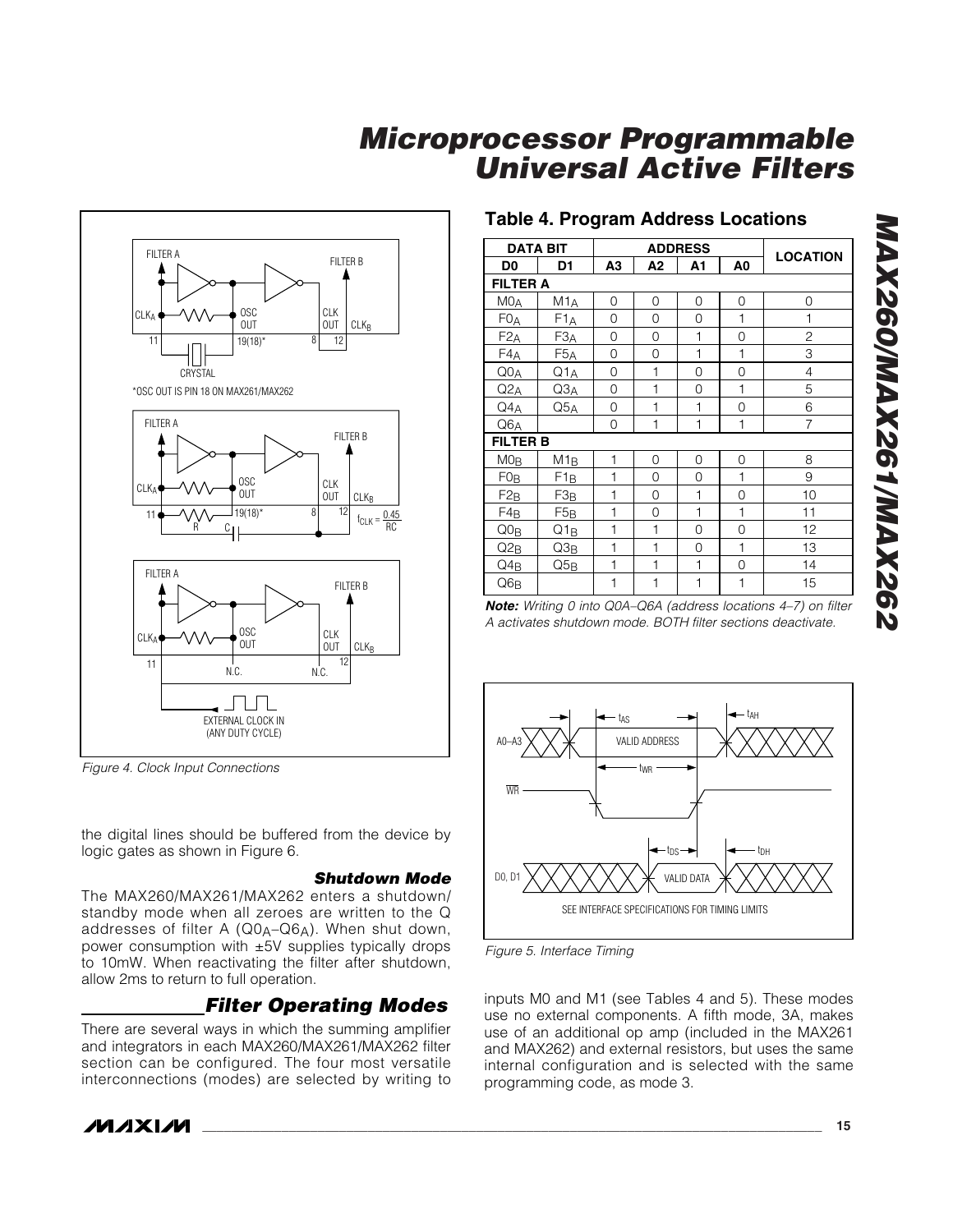## Table 4. Program Address Locations

| DATA BIT | | ADDRESS | | | | LOCATION |
|---|---|---|---|---|---|---|
| D0 | D1 | A3 | A2 | A1 | A0 | |
| **FILTER A** | | | | | | |
| $M0_A$ | $M1_A$ | 0 | 0 | 0 | 0 | 0 |
| $F0_A$ | $F1_A$ | 0 | 0 | 0 | 1 | 1 |
| $F2_A$ | $F3_A$ | 0 | 0 | 1 | 0 | 2 |
| $F4_A$ | $F5_A$ | 0 | 0 | 1 | 1 | 3 |
| $Q0_A$ | $Q1_A$ | 0 | 1 | 0 | 0 | 4 |
| $Q2_A$ | $Q3_A$ | 0 | 1 | 0 | 1 | 5 |
| $Q4_A$ | $Q5_A$ | 0 | 1 | 1 | 0 | 6 |
| $Q6_A$ | | 0 | 1 | 1 | 1 | 7 |
| **FILTER B** | | | | | | |
| $M0_B$ | $M1_B$ | 1 | 0 | 0 | 0 | 8 |
| $F0_B$ | $F1_B$ | 1 | 0 | 0 | 1 | 9 |
| $F2_B$ | $F3_B$ | 1 | 0 | 1 | 0 | 10 |
| $F4_B$ | $F5_B$ | 1 | 0 | 1 | 1 | 11 |
| $Q0_B$ | $Q1_B$ | 1 | 1 | 0 | 0 | 12 |
| $Q2_B$ | $Q3_B$ | 1 | 1 | 0 | 1 | 13 |
| $Q4_B$ | $Q5_B$ | 1 | 1 | 1 | 0 | 14 |
| $Q6_B$ | | 1 | 1 | 1 | 1 | 15 |

***Note:*** *Writing 0 into Q0A–Q6A (address locations 4–7) on filter A activates shutdown mode. BOTH filter sections deactivate.*

*Figure 4. Clock Input Connections*

*Figure 5. Interface Timing*

the digital lines should be buffered from the device by logic gates as shown in Figure 6.

### Shutdown Mode

The MAX260/MAX261/MAX262 enters a shutdown/standby mode when all zeroes are written to the Q addresses of filter A ($Q0_A$–$Q6_A$). When shut down, power consumption with ±5V supplies typically drops to 10mW. When reactivating the filter after shutdown, allow 2ms to return to full operation.

## Filter Operating Modes

There are several ways in which the summing amplifier and integrators in each MAX260/MAX261/MAX262 filter section can be configured. The four most versatile interconnections (modes) are selected by writing to inputs M0 and M1 (see Tables 4 and 5). These modes use no external components. A fifth mode, 3A, makes use of an additional op amp (included in the MAX261 and MAX262) and external resistors, but uses the same internal configuration and is selected with the same programming code, as mode 3.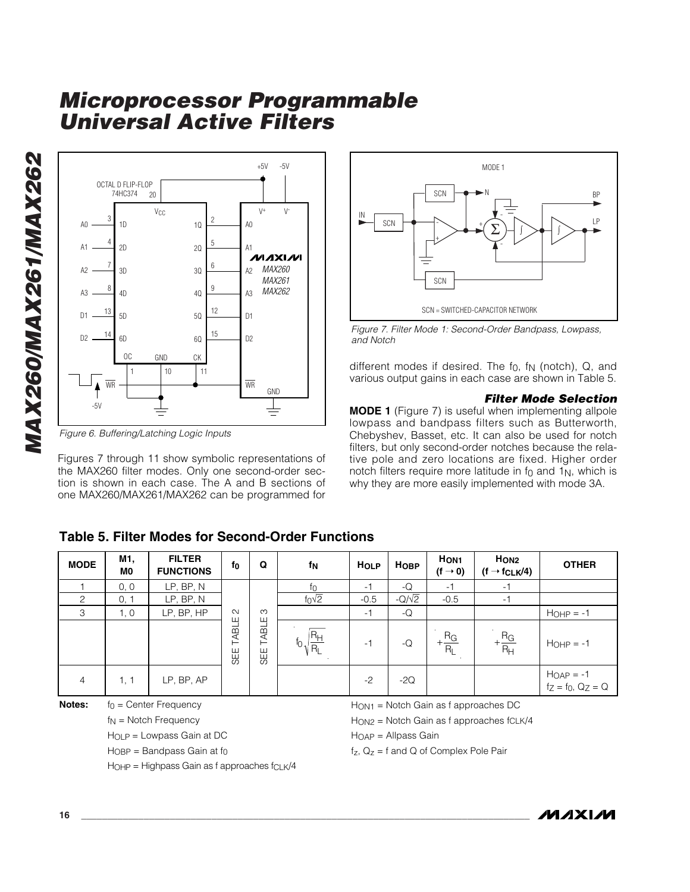## Microprocessor Programmable Universal Active Filters

Figure 6. Buffering/Latching Logic Inputs

Figures 7 through 11 show symbolic representations of the MAX260 filter modes. Only one second-order section is shown in each case. The A and B sections of one MAX260/MAX261/MAX262 can be programmed for different modes if desired. The $f_0$, $f_N$ (notch), Q, and various output gains in each case are shown in Table 5.

Figure 7. Filter Mode 1: Second-Order Bandpass, Lowpass, and Notch

### *Filter Mode Selection*

**MODE 1** (Figure 7) is useful when implementing allpole lowpass and bandpass filters such as Butterworth, Chebyshev, Basset, etc. It can also be used for notch filters, but only second-order notches because the relative pole and zero locations are fixed. Higher order notch filters require more latitude in $f_0$ and $1_N$, which is why they are more easily implemented with mode 3A.

### Table 5. Filter Modes for Second-Order Functions

| MODE | M1, M0 | FILTER FUNCTIONS | $f_0$ | Q | $f_N$ | $H_{OLP}$ | $H_{OBP}$ | $H_{ON1}$ $(f \to 0)$ | $H_{ON2}$ $(f \to f_{CLK}/4)$ | OTHER |
|---|---|---|---|---|---|---|---|---|---|---|
| 1 | 0, 0 | LP, BP, N | SEE TABLE 2 | SEE TABLE 3 | $f_0$ | -1 | -Q | -1 | -1 | |
| 2 | 0, 1 | LP, BP, N | | | $f_0\sqrt{2}$ | -0.5 | $-Q/\sqrt{2}$ | -0.5 | -1 | |
| 3 | 1, 0 | LP, BP, HP | | | | -1 | -Q | | | $H_{OHP} = -1$ |
| | | | | | $f_0\sqrt{\frac{R_H}{R_L}}$ | -1 | -Q | $+\frac{R_G}{R_L}$ | $+\frac{R_G}{R_H}$ | $H_{OHP} = -1$ |
| 4 | 1, 1 | LP, BP, AP | | | | -2 | -2Q | | | $H_{OAP} = -1$, $f_Z = f_0$, $Q_Z = Q$ |

**Notes:**

$f_0$ = Center Frequency
$f_N$ = Notch Frequency
$H_{OLP}$ = Lowpass Gain at DC
$H_{OBP}$ = Bandpass Gain at $f_0$
$H_{OHP}$ = Highpass Gain as f approaches $f_{CLK}/4$
$H_{ON1}$ = Notch Gain as f approaches DC
$H_{ON2}$ = Notch Gain as f approaches $f_{CLK}/4$
$H_{OAP}$ = Allpass Gain
$f_Z$, $Q_Z$ = f and Q of Complex Pole Pair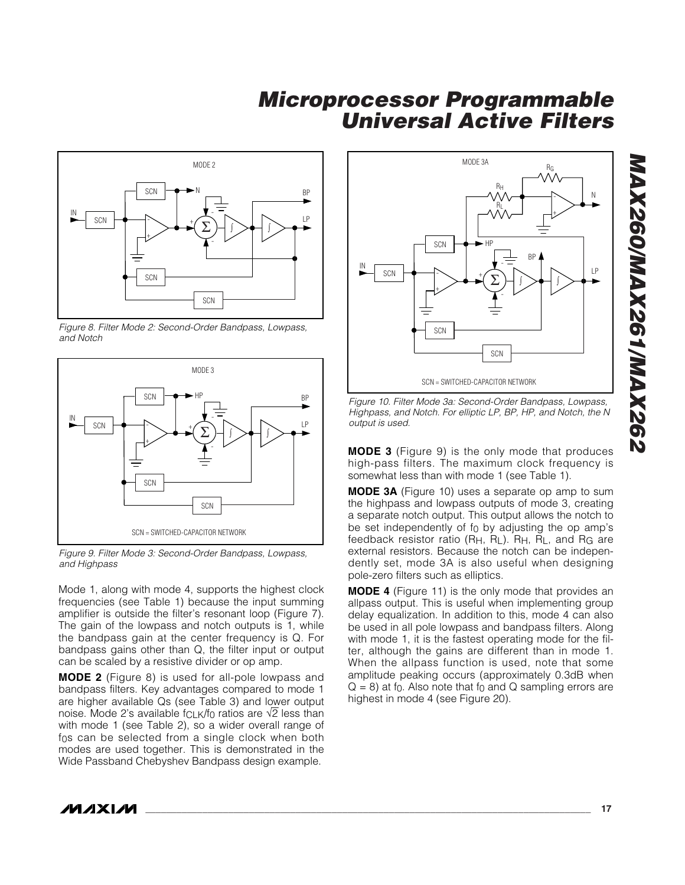Figure 8. Filter Mode 2: Second-Order Bandpass, Lowpass, and Notch

Figure 9. Filter Mode 3: Second-Order Bandpass, Lowpass, and Highpass

Mode 1, along with mode 4, supports the highest clock frequencies (see Table 1) because the input summing amplifier is outside the filter's resonant loop (Figure 7). The gain of the lowpass and notch outputs is 1, while the bandpass gain at the center frequency is Q. For bandpass gains other than Q, the filter input or output can be scaled by a resistive divider or op amp.

**MODE 2** (Figure 8) is used for all-pole lowpass and bandpass filters. Key advantages compared to mode 1 are higher available Qs (see Table 3) and lower output noise. Mode 2's available $f_{CLK}/f_0$ ratios are $\sqrt{2}$ less than with mode 1 (see Table 2), so a wider overall range of $f_0$s can be selected from a single clock when both modes are used together. This is demonstrated in the Wide Passband Chebyshev Bandpass design example.

Figure 10. Filter Mode 3a: Second-Order Bandpass, Lowpass, Highpass, and Notch. For elliptic LP, BP, HP, and Notch, the N output is used.

**MODE 3** (Figure 9) is the only mode that produces high-pass filters. The maximum clock frequency is somewhat less than with mode 1 (see Table 1).

**MODE 3A** (Figure 10) uses a separate op amp to sum the highpass and lowpass outputs of mode 3, creating a separate notch output. This output allows the notch to be set independently of $f_0$ by adjusting the op amp's feedback resistor ratio ($R_H$, $R_L$). $R_H$, $R_L$, and $R_G$ are external resistors. Because the notch can be independently set, mode 3A is also useful when designing pole-zero filters such as elliptics.

**MODE 4** (Figure 11) is the only mode that provides an allpass output. This is useful when implementing group delay equalization. In addition to this, mode 4 can also be used in all pole lowpass and bandpass filters. Along with mode 1, it is the fastest operating mode for the filter, although the gains are different than in mode 1. When the allpass function is used, note that some amplitude peaking occurs (approximately 0.3dB when $Q = 8$) at $f_0$. Also note that $f_0$ and Q sampling errors are highest in mode 4 (see Figure 20).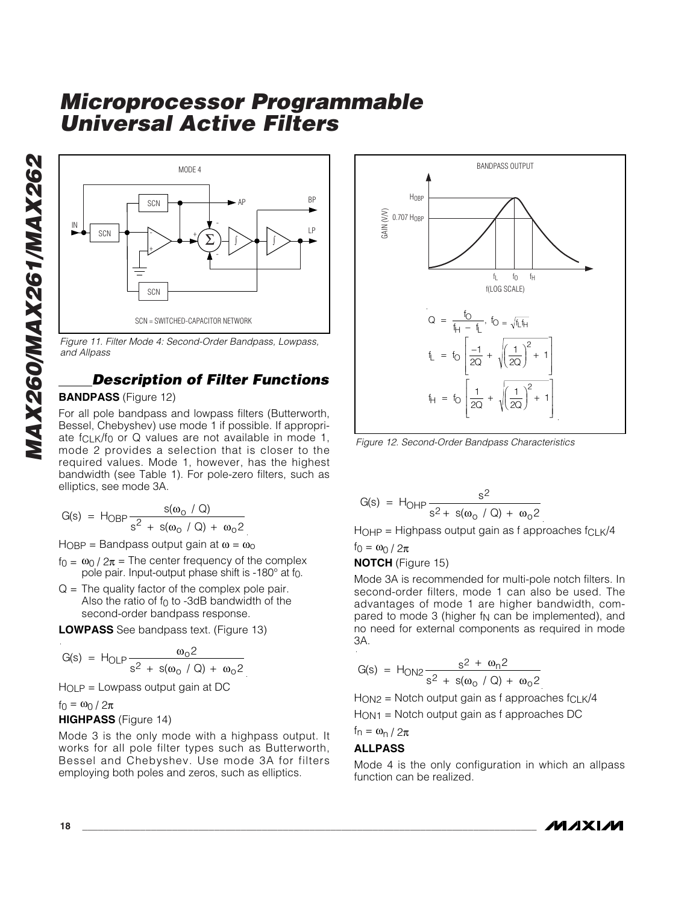Figure 11. Filter Mode 4: Second-Order Bandpass, Lowpass, and Allpass

## Description of Filter Functions

**BANDPASS** (Figure 12)

For all pole bandpass and lowpass filters (Butterworth, Bessel, Chebyshev) use mode 1 if possible. If appropriate $f_{CLK}/f_0$ or Q values are not available in mode 1, mode 2 provides a selection that is closer to the required values. Mode 1, however, has the highest bandwidth (see Table 1). For pole-zero filters, such as elliptics, see mode 3A.

$$G(s) = H_{OBP} \frac{s(\omega_o / Q)}{s^2 + s(\omega_o / Q) + \omega_o 2}$$

$H_{OBP}$ = Bandpass output gain at $\omega = \omega_o$

$f_0 = \omega_0 / 2\pi$ = The center frequency of the complex pole pair. Input-output phase shift is -180° at $f_0$.

Q = The quality factor of the complex pole pair. Also the ratio of $f_0$ to -3dB bandwidth of the second-order bandpass response.

**LOWPASS** See bandpass text. (Figure 13)

$$G(s) = H_{OLP} \frac{\omega_o 2}{s^2 + s(\omega_o / Q) + \omega_o 2}$$

$H_{OLP}$ = Lowpass output gain at DC

$f_0 = \omega_0 / 2\pi$

**HIGHPASS** (Figure 14)

Mode 3 is the only mode with a highpass output. It works for all pole filter types such as Butterworth, Bessel and Chebyshev. Use mode 3A for filters employing both poles and zeros, such as elliptics.

$$Q = \frac{f_O}{f_H - f_L}, \quad f_O = \sqrt{f_L f_H}$$

$$f_L = f_O \left[ \frac{-1}{2Q} + \sqrt{\left(\frac{1}{2Q}\right)^2 + 1} \right]$$

$$f_H = f_O \left[ \frac{1}{2Q} + \sqrt{\left(\frac{1}{2Q}\right)^2 + 1} \right]$$

Figure 12. Second-Order Bandpass Characteristics

$$G(s) = H_{OHP} \frac{s^2}{s^2 + s(\omega_o / Q) + \omega_o 2}$$

$H_{OHP}$ = Highpass output gain as f approaches $f_{CLK}/4$

$f_0 = \omega_0 / 2\pi$

**NOTCH** (Figure 15)

Mode 3A is recommended for multi-pole notch filters. In second-order filters, mode 1 can also be used. The advantages of mode 1 are higher bandwidth, compared to mode 3 (higher $f_N$ can be implemented), and no need for external components as required in mode 3A.

$$G(s) = H_{ON2} \frac{s^2 + \omega_n 2}{s^2 + s(\omega_o / Q) + \omega_o 2}$$

$H_{ON2}$ = Notch output gain as f approaches $f_{CLK}/4$

$H_{ON1}$ = Notch output gain as f approaches DC

$f_n = \omega_n / 2\pi$

**ALLPASS**

Mode 4 is the only configuration in which an allpass function can be realized.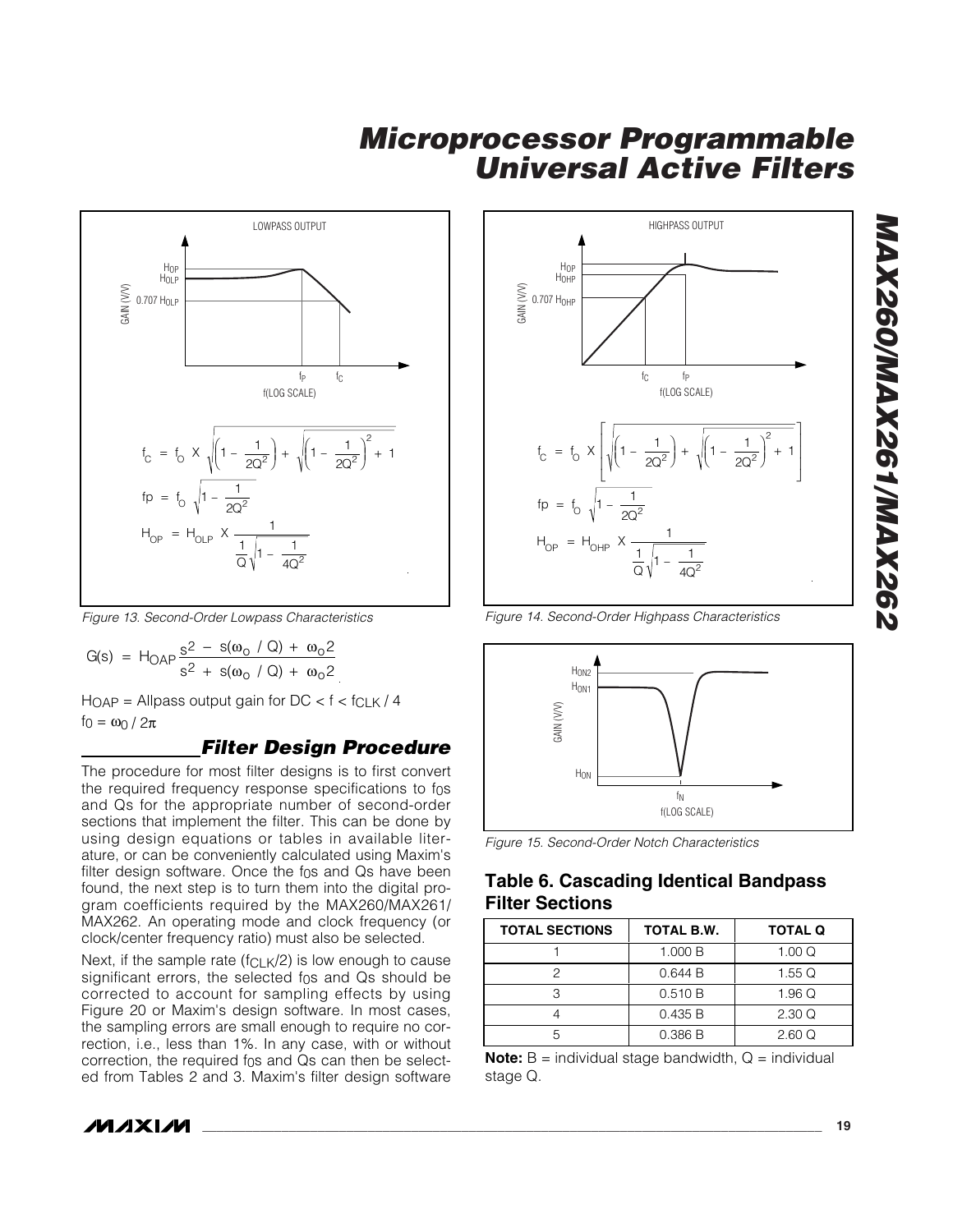Figure 13 (LOWPASS OUTPUT): GAIN (V/V) vs f(LOG SCALE), with markers $H_{OP}$, $H_{OLP}$, $0.707\ H_{OLP}$, $f_P$, $f_C$.

$$f_C = f_O \times \sqrt{\left(1 - \frac{1}{2Q^2}\right) + \sqrt{\left(1 - \frac{1}{2Q^2}\right)^2 + 1}}$$

$$fp = f_O \sqrt{1 - \frac{1}{2Q^2}}$$

$$H_{OP} = H_{OLP} \times \frac{1}{\frac{1}{Q}\sqrt{1 - \frac{1}{4Q^2}}}$$

*Figure 13. Second-Order Lowpass Characteristics*

Figure 14 (HIGHPASS OUTPUT): GAIN (V/V) vs f(LOG SCALE), with markers $H_{OP}$, $H_{OHP}$, $0.707\ H_{OHP}$, $f_C$, $f_P$.

$$f_C = f_O \times \left[\sqrt{\left(1 - \frac{1}{2Q^2}\right) + \sqrt{\left(1 - \frac{1}{2Q^2}\right)^2 + 1}}\right]^{-1}$$

$$fp = f_O \sqrt{1 - \frac{1}{2Q^2}}$$

$$H_{OP} = H_{OHP} \times \frac{1}{\frac{1}{Q}\sqrt{1 - \frac{1}{4Q^2}}}$$

*Figure 14. Second-Order Highpass Characteristics*

$$G(s) = H_{OAP} \frac{s^2 - s(\omega_o / Q) + \omega_o 2}{s^2 + s(\omega_o / Q) + \omega_o 2}$$

$H_{OAP}$ = Allpass output gain for DC < f < $f_{CLK}$ / 4

$f_0 = \omega_0 / 2\pi$

## Filter Design Procedure

The procedure for most filter designs is to first convert the required frequency response specifications to $f_0$s and Qs for the appropriate number of second-order sections that implement the filter. This can be done by using design equations or tables in available literature, or can be conveniently calculated using Maxim's filter design software. Once the $f_0$s and Qs have been found, the next step is to turn them into the digital program coefficients required by the MAX260/MAX261/MAX262. An operating mode and clock frequency (or clock/center frequency ratio) must also be selected.

Next, if the sample rate ($f_{CLK}/2$) is low enough to cause significant errors, the selected $f_0$s and Qs should be corrected to account for sampling effects by using Figure 20 or Maxim's design software. In most cases, the sampling errors are small enough to require no correction, i.e., less than 1%. In any case, with or without correction, the required $f_0$s and Qs can then be selected from Tables 2 and 3. Maxim's filter design software

Figure 15: GAIN (V/V) vs f(LOG SCALE), with markers $H_{ON2}$, $H_{ON1}$, $H_{ON}$, $f_N$.

*Figure 15. Second-Order Notch Characteristics*

### Table 6. Cascading Identical Bandpass Filter Sections

| TOTAL SECTIONS | TOTAL B.W. | TOTAL Q |
|---|---|---|
| 1 | 1.000 B | 1.00 Q |
| 2 | 0.644 B | 1.55 Q |
| 3 | 0.510 B | 1.96 Q |
| 4 | 0.435 B | 2.30 Q |
| 5 | 0.386 B | 2.60 Q |

**Note:** B = individual stage bandwidth, Q = individual stage Q.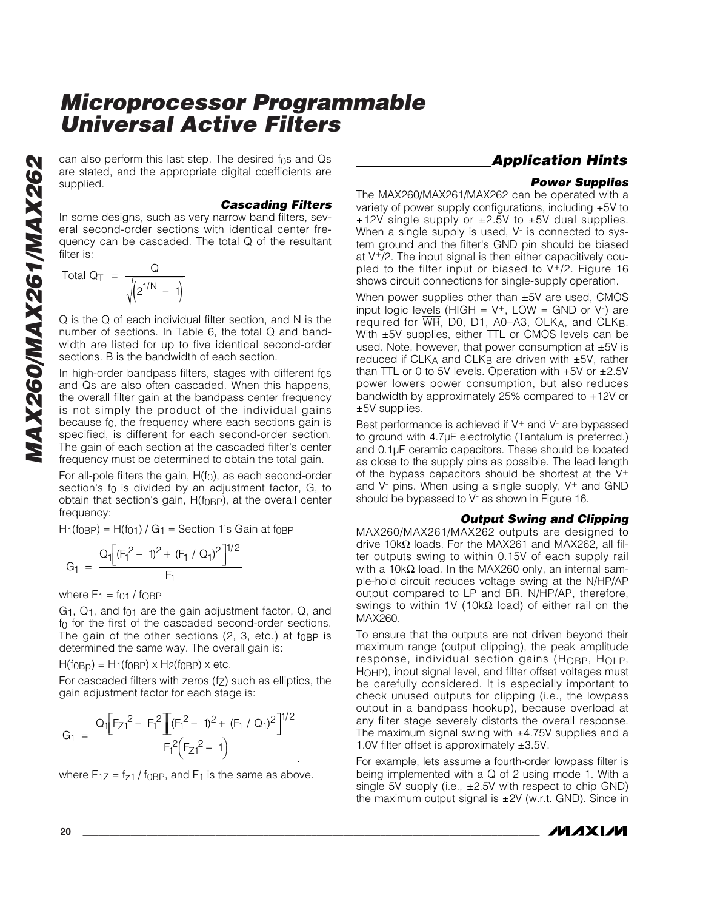can also perform this last step. The desired $f_0$s and Qs are stated, and the appropriate digital coefficients are supplied.

### Cascading Filters

In some designs, such as very narrow band filters, several second-order sections with identical center frequency can be cascaded. The total Q of the resultant filter is:

$$\text{Total } Q_T = \frac{Q}{\sqrt{\left(2^{1/N} - 1\right)}}$$

Q is the Q of each individual filter section, and N is the number of sections. In Table 6, the total Q and bandwidth are listed for up to five identical second-order sections. B is the bandwidth of each section.

In high-order bandpass filters, stages with different $f_0$s and Qs are also often cascaded. When this happens, the overall filter gain at the bandpass center frequency is not simply the product of the individual gains because $f_0$, the frequency where each sections gain is specified, is different for each second-order section. The gain of each section at the cascaded filter's center frequency must be determined to obtain the total gain.

For all-pole filters the gain, $H(f_0)$, as each second-order section's $f_0$ is divided by an adjustment factor, G, to obtain that section's gain, $H(f_{0BP})$, at the overall center frequency:

$H_1(f_{0BP}) = H(f_{01}) / G_1$ = Section 1's Gain at $f_{0BP}$

$$G_1 = \frac{Q_1\left[\left(F_1^2 - 1\right)^2 + \left(F_1 / Q_1\right)^2\right]^{1/2}}{F_1}$$

where $F_1 = f_{01} / f_{OBP}$

$G_1$, $Q_1$, and $f_{01}$ are the gain adjustment factor, Q, and $f_0$ for the first of the cascaded second-order sections. The gain of the other sections (2, 3, etc.) at $f_{0BP}$ is determined the same way. The overall gain is:

$H(f_{0Bp}) = H_1(f_{0BP}) \times H_2(f_{0BP}) \times$ etc.

For cascaded filters with zeros ($f_Z$) such as elliptics, the gain adjustment factor for each stage is:

$$G_1 = \frac{Q_1\left[F_{Z1}^2 - F_1^2\right]\left[\left(F_1^2 - 1\right)^2 + \left(F_1 / Q_1\right)^2\right]^{1/2}}{F_1^2\left(F_{Z1}^2 - 1\right)}$$

where $F_{1Z} = f_{z1} / f_{0BP}$, and $F_1$ is the same as above.

## Application Hints

### Power Supplies

The MAX260/MAX261/MAX262 can be operated with a variety of power supply configurations, including +5V to +12V single supply or ±2.5V to ±5V dual supplies. When a single supply is used, $V^-$ is connected to system ground and the filter's GND pin should be biased at $V^+/2$. The input signal is then either capacitively coupled to the filter input or biased to $V^+/2$. Figure 16 shows circuit connections for single-supply operation.

When power supplies other than ±5V are used, CMOS input logic levels (HIGH = $V^+$, LOW = GND or $V^-$) are required for $\overline{WR}$, D0, D1, A0–A3, $OLK_A$, and $CLK_B$. With ±5V supplies, either TTL or CMOS levels can be used. Note, however, that power consumption at ±5V is reduced if $CLK_A$ and $CLK_B$ are driven with ±5V, rather than TTL or 0 to 5V levels. Operation with +5V or ±2.5V power lowers power consumption, but also reduces bandwidth by approximately 25% compared to +12V or ±5V supplies.

Best performance is achieved if $V^+$ and $V^-$ are bypassed to ground with 4.7µF electrolytic (Tantalum is preferred.) and 0.1µF ceramic capacitors. These should be located as close to the supply pins as possible. The lead length of the bypass capacitors should be shortest at the $V^+$ and $V^-$ pins. When using a single supply, $V^+$ and GND should be bypassed to $V^-$ as shown in Figure 16.

### Output Swing and Clipping

MAX260/MAX261/MAX262 outputs are designed to drive 10kΩ loads. For the MAX261 and MAX262, all filter outputs swing to within 0.15V of each supply rail with a 10kΩ load. In the MAX260 only, an internal sample-hold circuit reduces voltage swing at the N/HP/AP output compared to LP and BR. N/HP/AP, therefore, swings to within 1V (10kΩ load) of either rail on the MAX260.

To ensure that the outputs are not driven beyond their maximum range (output clipping), the peak amplitude response, individual section gains ($H_{OBP}$, $H_{OLP}$, $H_{OHP}$), input signal level, and filter offset voltages must be carefully considered. It is especially important to check unused outputs for clipping (i.e., the lowpass output in a bandpass hookup), because overload at any filter stage severely distorts the overall response. The maximum signal swing with ±4.75V supplies and a 1.0V filter offset is approximately ±3.5V.

For example, lets assume a fourth-order lowpass filter is being implemented with a Q of 2 using mode 1. With a single 5V supply (i.e., ±2.5V with respect to chip GND) the maximum output signal is ±2V (w.r.t. GND). Since in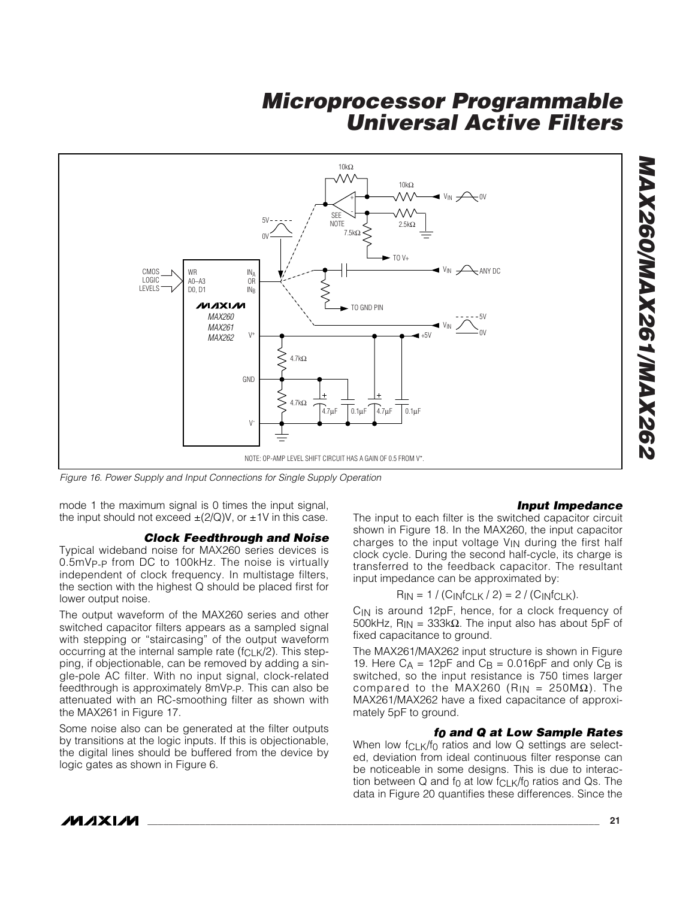Figure 16. Power Supply and Input Connections for Single Supply Operation

mode 1 the maximum signal is 0 times the input signal, the input should not exceed ±(2/Q)V, or ±1V in this case.

### Clock Feedthrough and Noise

Typical wideband noise for MAX260 series devices is $0.5mV_{P-P}$ from DC to 100kHz. The noise is virtually independent of clock frequency. In multistage filters, the section with the highest Q should be placed first for lower output noise.

The output waveform of the MAX260 series and other switched capacitor filters appears as a sampled signal with stepping or "staircasing" of the output waveform occurring at the internal sample rate ($f_{CLK}/2$). This stepping, if objectionable, can be removed by adding a single-pole AC filter. With no input signal, clock-related feedthrough is approximately $8mV_{P-P}$. This can also be attenuated with an RC-smoothing filter as shown with the MAX261 in Figure 17.

Some noise also can be generated at the filter outputs by transitions at the logic inputs. If this is objectionable, the digital lines should be buffered from the device by logic gates as shown in Figure 6.

### Input Impedance

The input to each filter is the switched capacitor circuit shown in Figure 18. In the MAX260, the input capacitor charges to the input voltage $V_{IN}$ during the first half clock cycle. During the second half-cycle, its charge is transferred to the feedback capacitor. The resultant input impedance can be approximated by:

$$R_{IN} = 1 / (C_{IN}f_{CLK} / 2) = 2 / (C_{IN}f_{CLK}).$$

$C_{IN}$ is around 12pF, hence, for a clock frequency of 500kHz, $R_{IN}$ = 333kΩ. The input also has about 5pF of fixed capacitance to ground.

The MAX261/MAX262 input structure is shown in Figure 19. Here $C_A$ = 12pF and $C_B$ = 0.016pF and only $C_B$ is switched, so the input resistance is 750 times larger compared to the MAX260 ($R_{IN}$ = 250MΩ). The MAX261/MAX262 have a fixed capacitance of approximately 5pF to ground.

### $f_0$ and Q at Low Sample Rates

When low $f_{CLK}/f_0$ ratios and low Q settings are selected, deviation from ideal continuous filter response can be noticeable in some designs. This is due to interaction between Q and $f_0$ at low $f_{CLK}/f_0$ ratios and Qs. The data in Figure 20 quantifies these differences. Since the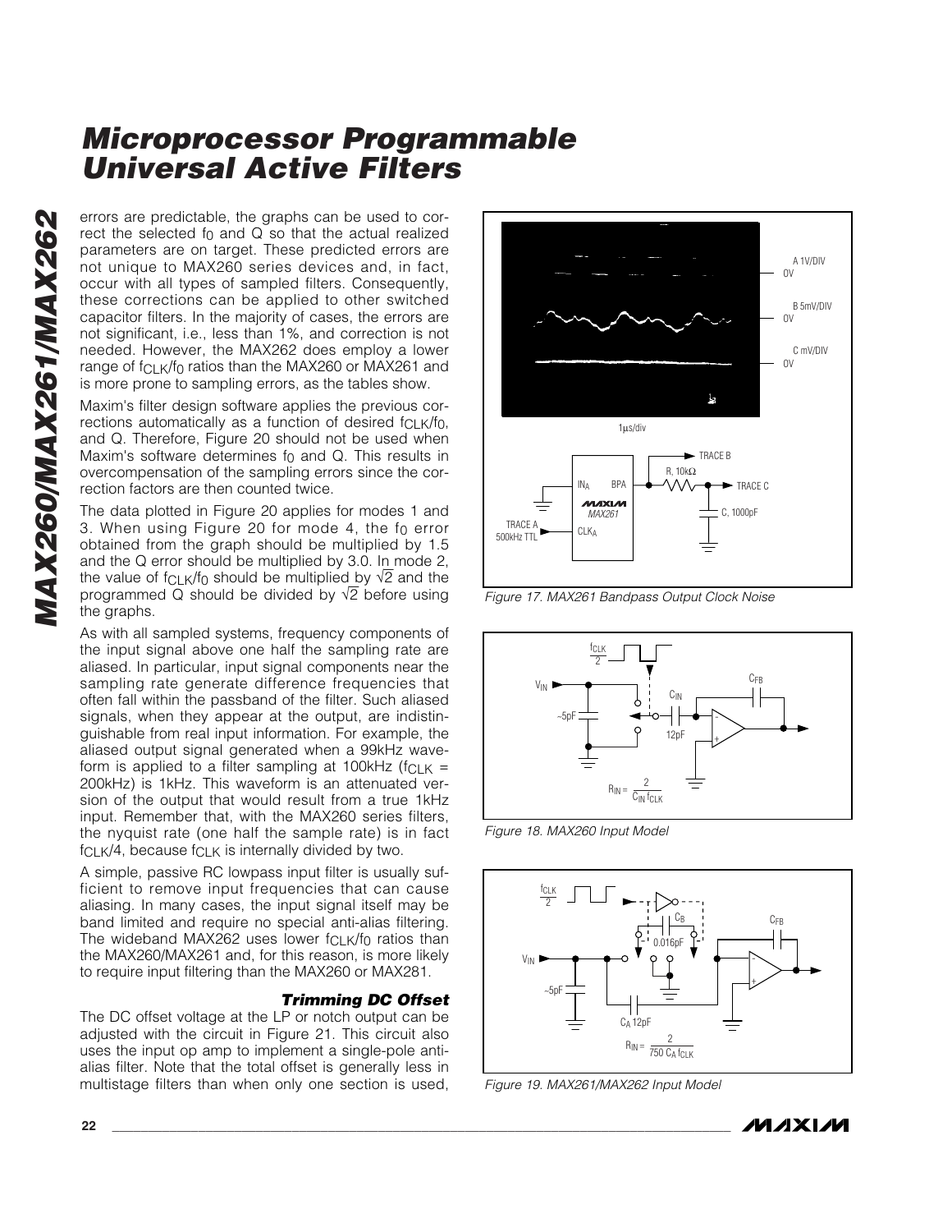errors are predictable, the graphs can be used to correct the selected $f_0$ and Q so that the actual realized parameters are on target. These predicted errors are not unique to MAX260 series devices and, in fact, occur with all types of sampled filters. Consequently, these corrections can be applied to other switched capacitor filters. In the majority of cases, the errors are not significant, i.e., less than 1%, and correction is not needed. However, the MAX262 does employ a lower range of $f_{CLK}/f_0$ ratios than the MAX260 or MAX261 and is more prone to sampling errors, as the tables show.

Maxim's filter design software applies the previous corrections automatically as a function of desired $f_{CLK}/f_0$, and Q. Therefore, Figure 20 should not be used when Maxim's software determines $f_0$ and Q. This results in overcompensation of the sampling errors since the correction factors are then counted twice.

The data plotted in Figure 20 applies for modes 1 and 3. When using Figure 20 for mode 4, the $f_0$ error obtained from the graph should be multiplied by 1.5 and the Q error should be multiplied by 3.0. In mode 2, the value of $f_{CLK}/f_0$ should be multiplied by $\sqrt{2}$ and the programmed Q should be divided by $\sqrt{2}$ before using the graphs.

As with all sampled systems, frequency components of the input signal above one half the sampling rate are aliased. In particular, input signal components near the sampling rate generate difference frequencies that often fall within the passband of the filter. Such aliased signals, when they appear at the output, are indistinguishable from real input information. For example, the aliased output signal generated when a 99kHz waveform is applied to a filter sampling at 100kHz ($f_{CLK}$ = 200kHz) is 1kHz. This waveform is an attenuated version of the output that would result from a true 1kHz input. Remember that, with the MAX260 series filters, the nyquist rate (one half the sample rate) is in fact $f_{CLK}/4$, because $f_{CLK}$ is internally divided by two.

A simple, passive RC lowpass input filter is usually sufficient to remove input frequencies that can cause aliasing. In many cases, the input signal itself may be band limited and require no special anti-alias filtering. The wideband MAX262 uses lower $f_{CLK}/f_0$ ratios than the MAX260/MAX261 and, for this reason, is more likely to require input filtering than the MAX260 or MAX281.

### Trimming DC Offset

The DC offset voltage at the LP or notch output can be adjusted with the circuit in Figure 21. This circuit also uses the input op amp to implement a single-pole anti-alias filter. Note that the total offset is generally less in multistage filters than when only one section is used,

Figure 17. MAX261 Bandpass Output Clock Noise

Figure 18. MAX260 Input Model

$$R_{IN} = \frac{2}{C_{IN} f_{CLK}}$$

Figure 19. MAX261/MAX262 Input Model

$$R_{IN} = \frac{2}{750\ C_A f_{CLK}}$$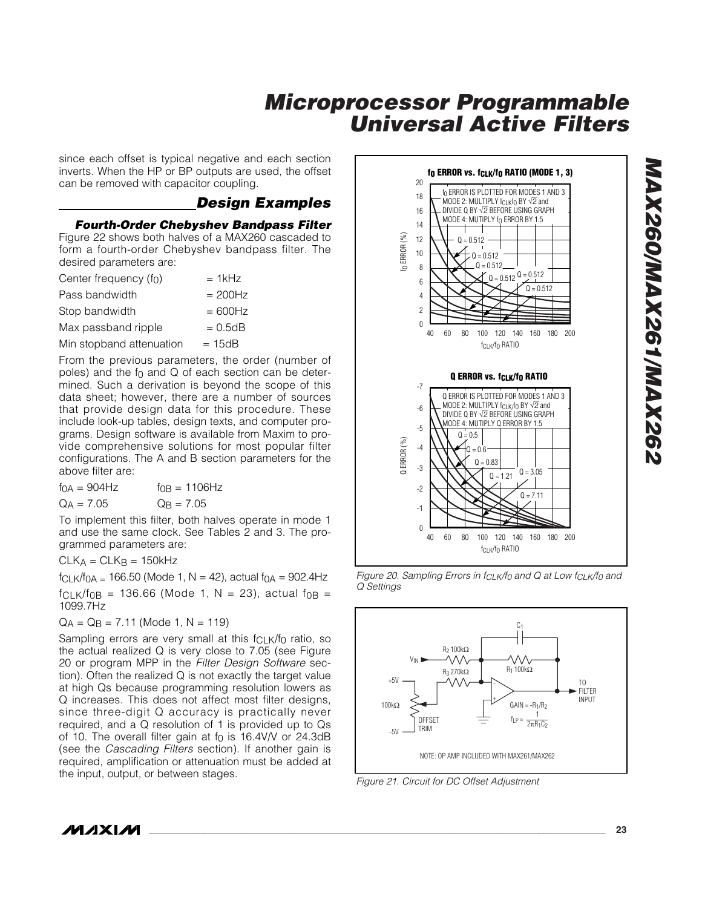since each offset is typical negative and each section inverts. When the HP or BP outputs are used, the offset can be removed with capacitor coupling.

## Design Examples

### Fourth-Order Chebyshev Bandpass Filter

Figure 22 shows both halves of a MAX260 cascaded to form a fourth-order Chebyshev bandpass filter. The desired parameters are:

| | |
|---|---|
| Center frequency ($f_0$) | = 1kHz |
| Pass bandwidth | = 200Hz |
| Stop bandwidth | = 600Hz |
| Max passband ripple | = 0.5dB |
| Min stopband attenuation | = 15dB |

From the previous parameters, the order (number of poles) and the $f_0$ and Q of each section can be determined. Such a derivation is beyond the scope of this data sheet; however, there are a number of sources that provide design data for this procedure. These include look-up tables, design texts, and computer programs. Design software is available from Maxim to provide comprehensive solutions for most popular filter configurations. The A and B section parameters for the above filter are:

$f_{0A}$ = 904Hz $\quad$ $f_{0B}$ = 1106Hz

$Q_A$ = 7.05 $\quad$ $Q_B$ = 7.05

To implement this filter, both halves operate in mode 1 and use the same clock. See Tables 2 and 3. The programmed parameters are:

$CLK_A = CLK_B$ = 150kHz

$f_{CLK}/f_{0A}$ = 166.50 (Mode 1, N = 42), actual $f_{0A}$ = 902.4Hz

$f_{CLK}/f_{0B}$ = 136.66 (Mode 1, N = 23), actual $f_{0B}$ = 1099.7Hz

$Q_A = Q_B$ = 7.11 (Mode 1, N = 119)

Sampling errors are very small at this $f_{CLK}/f_0$ ratio, so the actual realized Q is very close to 7.05 (see Figure 20 or program MPP in the *Filter Design Software* section). Often the realized Q is not exactly the target value at high Qs because programming resolution lowers as Q increases. This does not affect most filter designs, since three-digit Q accuracy is practically never required, and a Q resolution of 1 is provided up to Qs of 10. The overall filter gain at $f_0$ is 16.4V/V or 24.3dB (see the *Cascading Filters* section). If another gain is required, amplification or attenuation must be added at the input, output, or between stages.

*Figure 20. Sampling Errors in $f_{CLK}/f_0$ and Q at Low $f_{CLK}/f_0$ and Q Settings*

*Figure 21. Circuit for DC Offset Adjustment*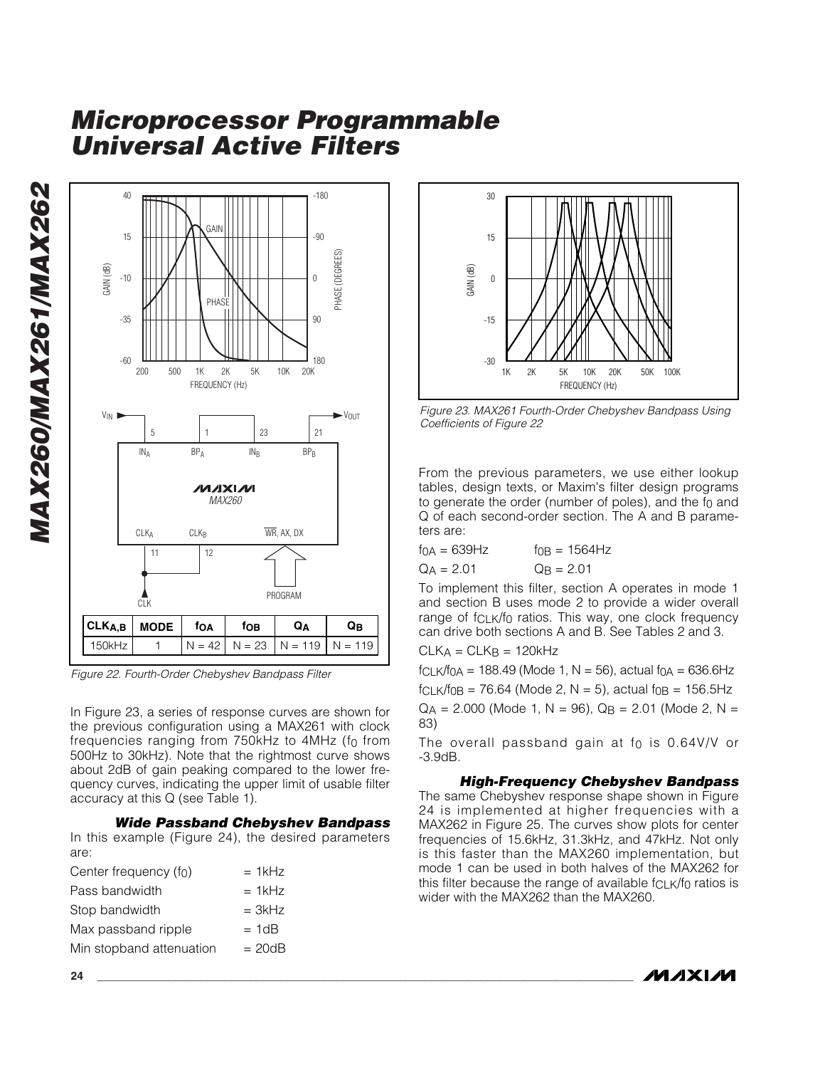# Microprocessor Programmable Universal Active Filters

| $CLK_{A,B}$ | MODE | $f_{OA}$ | $f_{OB}$ | $Q_A$ | $Q_B$ |
|---|---|---|---|---|---|
| 150kHz | 1 | N = 42 | N = 23 | N = 119 | N = 119 |

*Figure 22. Fourth-Order Chebyshev Bandpass Filter*

In Figure 23, a series of response curves are shown for the previous configuration using a MAX261 with clock frequencies ranging from 750kHz to 4MHz ($f_0$ from 500Hz to 30kHz). Note that the rightmost curve shows about 2dB of gain peaking compared to the lower frequency curves, indicating the upper limit of usable filter accuracy at this Q (see Table 1).

### Wide Passband Chebyshev Bandpass

In this example (Figure 24), the desired parameters are:

Center frequency ($f_0$) = 1kHz
Pass bandwidth = 1kHz
Stop bandwidth = 3kHz
Max passband ripple = 1dB
Min stopband attenuation = 20dB

*Figure 23. MAX261 Fourth-Order Chebyshev Bandpass Using Coefficients of Figure 22*

From the previous parameters, we use either lookup tables, design texts, or Maxim's filter design programs to generate the order (number of poles), and the $f_0$ and Q of each second-order section. The A and B parameters are:

$f_{0A}$ = 639Hz $f_{0B}$ = 1564Hz
$Q_A$ = 2.01 $Q_B$ = 2.01

To implement this filter, section A operates in mode 1 and section B uses mode 2 to provide a wider overall range of $f_{CLK}/f_0$ ratios. This way, one clock frequency can drive both sections A and B. See Tables 2 and 3.

$CLK_A = CLK_B$ = 120kHz

$f_{CLK}/f_{0A}$ = 188.49 (Mode 1, N = 56), actual $f_{0A}$ = 636.6Hz

$f_{CLK}/f_{0B}$ = 76.64 (Mode 2, N = 5), actual $f_{0B}$ = 156.5Hz

$Q_A$ = 2.000 (Mode 1, N = 96), $Q_B$ = 2.01 (Mode 2, N = 83)

The overall passband gain at $f_0$ is 0.64V/V or -3.9dB.

### High-Frequency Chebyshev Bandpass

The same Chebyshev response shape shown in Figure 24 is implemented at higher frequencies with a MAX262 in Figure 25. The curves show plots for center frequencies of 15.6kHz, 31.3kHz, and 47kHz. Not only is this faster than the MAX260 implementation, but mode 1 can be used in both halves of the MAX262 for this filter because the range of available $f_{CLK}/f_0$ ratios is wider with the MAX262 than the MAX260.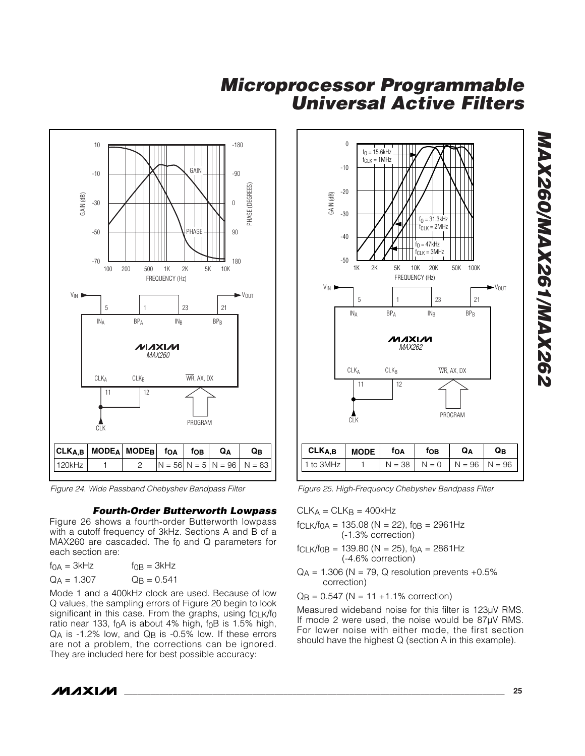| $CLK_{A,B}$ | $MODE_A$ | $MODE_B$ | $f_{OA}$ | $f_{OB}$ | $Q_A$ | $Q_B$ |
|---|---|---|---|---|---|---|
| 120kHz | 1 | 2 | N = 56 | N = 5 | N = 96 | N = 83 |

Figure 24. Wide Passband Chebyshev Bandpass Filter

| $CLK_{A,B}$ | MODE | $f_{OA}$ | $f_{OB}$ | $Q_A$ | $Q_B$ |
|---|---|---|---|---|---|
| 1 to 3MHz | 1 | N = 38 | N = 0 | N = 96 | N = 96 |

Figure 25. High-Frequency Chebyshev Bandpass Filter

### Fourth-Order Butterworth Lowpass

Figure 26 shows a fourth-order Butterworth lowpass with a cutoff frequency of 3kHz. Sections A and B of a MAX260 are cascaded. The $f_0$ and Q parameters for each section are:

$f_{0A}$ = 3kHz $\quad$ $f_{0B}$ = 3kHz

$Q_A$ = 1.307 $\quad$ $Q_B$ = 0.541

Mode 1 and a 400kHz clock are used. Because of low Q values, the sampling errors of Figure 20 begin to look significant in this case. From the graphs, using $f_{CLK}/f_0$ ratio near 133, $f_0A$ is about 4% high, $f_0B$ is 1.5% high, $Q_A$ is -1.2% low, and $Q_B$ is -0.5% low. If these errors are not a problem, the corrections can be ignored. They are included here for best possible accuracy:

$CLK_A = CLK_B$ = 400kHz

$f_{CLK}/f_{0A}$ = 135.08 (N = 22), $f_{0B}$ = 2961Hz (-1.3% correction)

$f_{CLK}/f_{0B}$ = 139.80 (N = 25), $f_{0A}$ = 2861Hz (-4.6% correction)

$Q_A$ = 1.306 (N = 79, Q resolution prevents +0.5% correction)

$Q_B$ = 0.547 (N = 11 +1.1% correction)

Measured wideband noise for this filter is 123µV RMS. If mode 2 were used, the noise would be 87µV RMS. For lower noise with either mode, the first section should have the highest Q (section A in this example).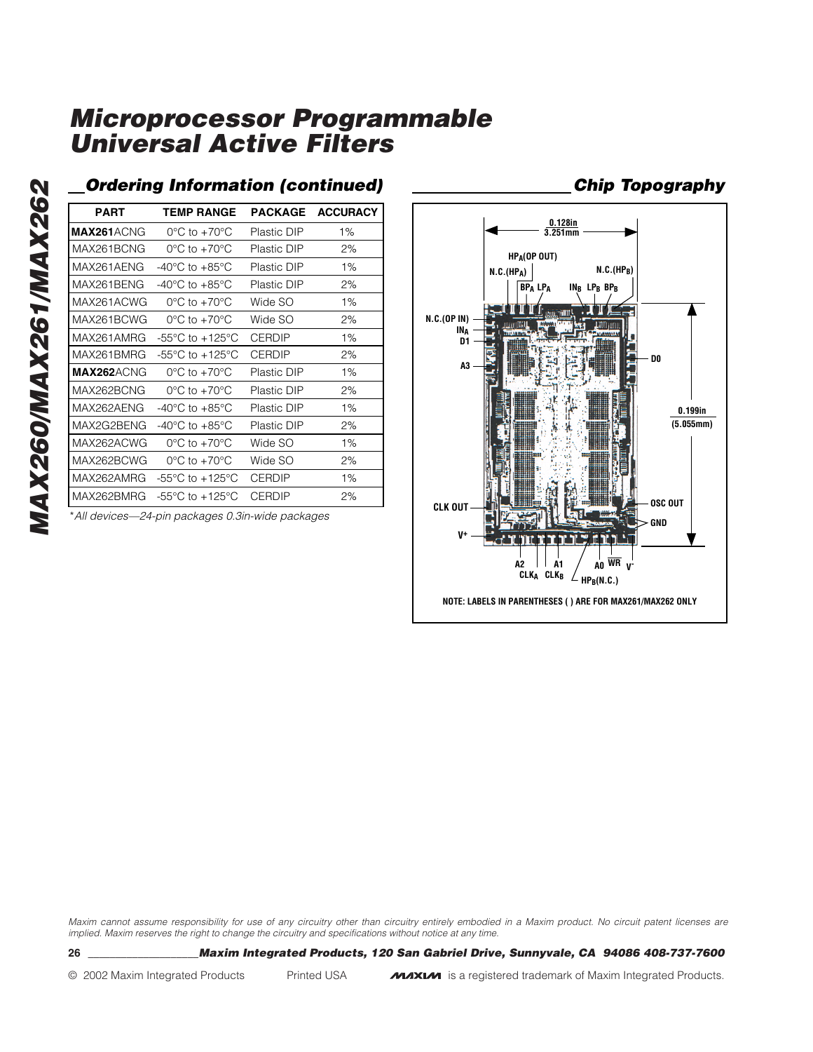# Microprocessor Programmable Universal Active Filters

## Ordering Information (continued)

| PART | TEMP RANGE | PACKAGE | ACCURACY |
|---|---|---|---|
| **MAX261**ACNG | 0°C to +70°C | Plastic DIP | 1% |
| MAX261BCNG | 0°C to +70°C | Plastic DIP | 2% |
| MAX261AENG | -40°C to +85°C | Plastic DIP | 1% |
| MAX261BENG | -40°C to +85°C | Plastic DIP | 2% |
| MAX261ACWG | 0°C to +70°C | Wide SO | 1% |
| MAX261BCWG | 0°C to +70°C | Wide SO | 2% |
| MAX261AMRG | -55°C to +125°C | CERDIP | 1% |
| MAX261BMRG | -55°C to +125°C | CERDIP | 2% |
| **MAX262**ACNG | 0°C to +70°C | Plastic DIP | 1% |
| MAX262BCNG | 0°C to +70°C | Plastic DIP | 2% |
| MAX262AENG | -40°C to +85°C | Plastic DIP | 1% |
| MAX2G2BENG | -40°C to +85°C | Plastic DIP | 2% |
| MAX262ACWG | 0°C to +70°C | Wide SO | 1% |
| MAX262BCWG | 0°C to +70°C | Wide SO | 2% |
| MAX262AMRG | -55°C to +125°C | CERDIP | 1% |
| MAX262BMRG | -55°C to +125°C | CERDIP | 2% |

*\*All devices—24-pin packages 0.3in-wide packages*

## Chip Topography

0.128in
3.251mm

$HP_A$(OP OUT)
N.C.($HP_A$)
N.C.($HP_B$)
$BP_A$ $LP_A$
$IN_B$ $LP_B$ $BP_B$
N.C.(OP IN)
$IN_A$
D1
D0
A3
0.199in
(5.055mm)
CLK OUT
OSC OUT
GND
V+
A2
A1
A0
$\overline{WR}$
V-
$CLK_A$
$CLK_B$
$HP_B$(N.C.)

NOTE: LABELS IN PARENTHESES ( ) ARE FOR MAX261/MAX262 ONLY

*Maxim cannot assume responsibility for use of any circuitry other than circuitry entirely embodied in a Maxim product. No circuit patent licenses are implied. Maxim reserves the right to change the circuitry and specifications without notice at any time.*

***Maxim Integrated Products, 120 San Gabriel Drive, Sunnyvale, CA 94086 408-737-7600***

© 2002 Maxim Integrated Products Printed USA MAXIM is a registered trademark of Maxim Integrated Products.